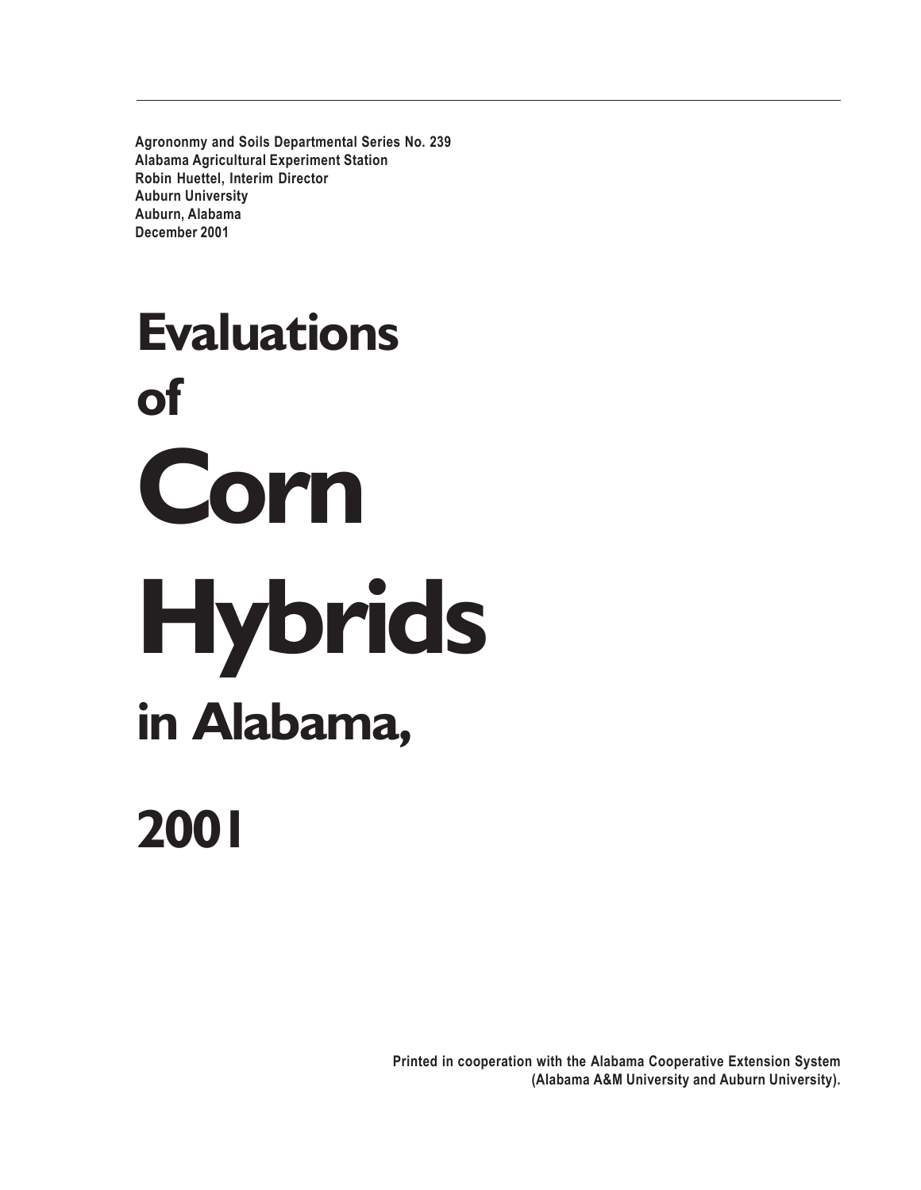**Agrononmy and Soils Departmental Series No. 239**
**Alabama Agricultural Experiment Station**
**Robin Huettel, Interim Director**
**Auburn University**
**Auburn, Alabama**
**December 2001**

# Evaluations of Corn Hybrids in Alabama, 2001

**Printed in cooperation with the Alabama Cooperative Extension System (Alabama A&M University and Auburn University).**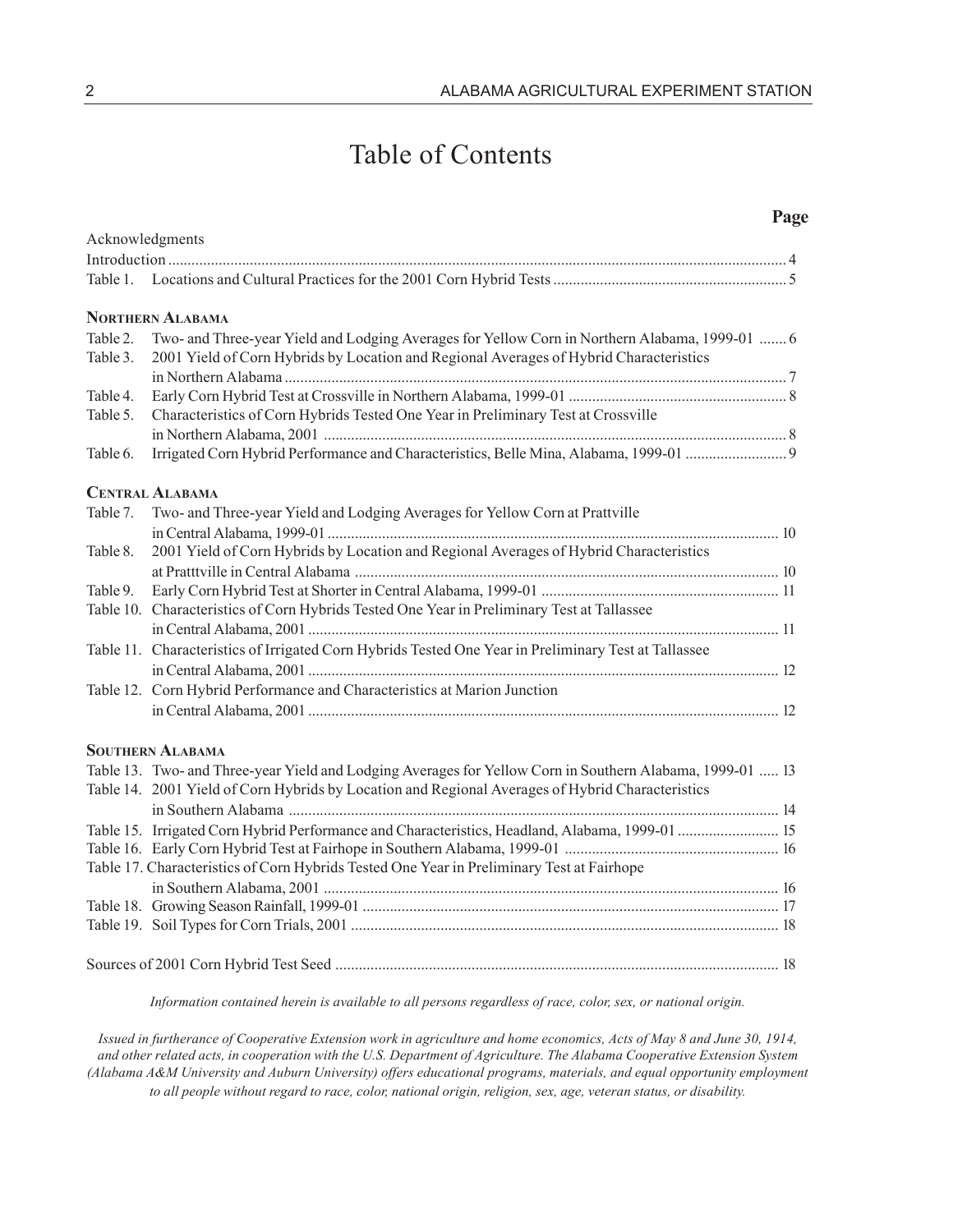# Table of Contents

| | | Page |
|---|---|---|
| Acknowledgments | | |
| Introduction | | 4 |
| Table 1. | Locations and Cultural Practices for the 2001 Corn Hybrid Tests | 5 |
| **NORTHERN ALABAMA** | | |
| Table 2. | Two- and Three-year Yield and Lodging Averages for Yellow Corn in Northern Alabama, 1999-01 | 6 |
| Table 3. | 2001 Yield of Corn Hybrids by Location and Regional Averages of Hybrid Characteristics in Northern Alabama | 7 |
| Table 4. | Early Corn Hybrid Test at Crossville in Northern Alabama, 1999-01 | 8 |
| Table 5. | Characteristics of Corn Hybrids Tested One Year in Preliminary Test at Crossville in Northern Alabama, 2001 | 8 |
| Table 6. | Irrigated Corn Hybrid Performance and Characteristics, Belle Mina, Alabama, 1999-01 | 9 |
| **CENTRAL ALABAMA** | | |
| Table 7. | Two- and Three-year Yield and Lodging Averages for Yellow Corn at Prattville in Central Alabama, 1999-01 | 10 |
| Table 8. | 2001 Yield of Corn Hybrids by Location and Regional Averages of Hybrid Characteristics at Pratttville in Central Alabama | 10 |
| Table 9. | Early Corn Hybrid Test at Shorter in Central Alabama, 1999-01 | 11 |
| Table 10. | Characteristics of Corn Hybrids Tested One Year in Preliminary Test at Tallassee in Central Alabama, 2001 | 11 |
| Table 11. | Characteristics of Irrigated Corn Hybrids Tested One Year in Preliminary Test at Tallassee in Central Alabama, 2001 | 12 |
| Table 12. | Corn Hybrid Performance and Characteristics at Marion Junction in Central Alabama, 2001 | 12 |
| **SOUTHERN ALABAMA** | | |
| Table 13. | Two- and Three-year Yield and Lodging Averages for Yellow Corn in Southern Alabama, 1999-01 | 13 |
| Table 14. | 2001 Yield of Corn Hybrids by Location and Regional Averages of Hybrid Characteristics in Southern Alabama | 14 |
| Table 15. | Irrigated Corn Hybrid Performance and Characteristics, Headland, Alabama, 1999-01 | 15 |
| Table 16. | Early Corn Hybrid Test at Fairhope in Southern Alabama, 1999-01 | 16 |
| Table 17. | Characteristics of Corn Hybrids Tested One Year in Preliminary Test at Fairhope in Southern Alabama, 2001 | 16 |
| Table 18. | Growing Season Rainfall, 1999-01 | 17 |
| Table 19. | Soil Types for Corn Trials, 2001 | 18 |
| Sources of 2001 Corn Hybrid Test Seed | | 18 |

*Information contained herein is available to all persons regardless of race, color, sex, or national origin.*

*Issued in furtherance of Cooperative Extension work in agriculture and home economics, Acts of May 8 and June 30, 1914, and other related acts, in cooperation with the U.S. Department of Agriculture. The Alabama Cooperative Extension System (Alabama A&M University and Auburn University) offers educational programs, materials, and equal opportunity employment to all people without regard to race, color, national origin, religion, sex, age, veteran status, or disability.*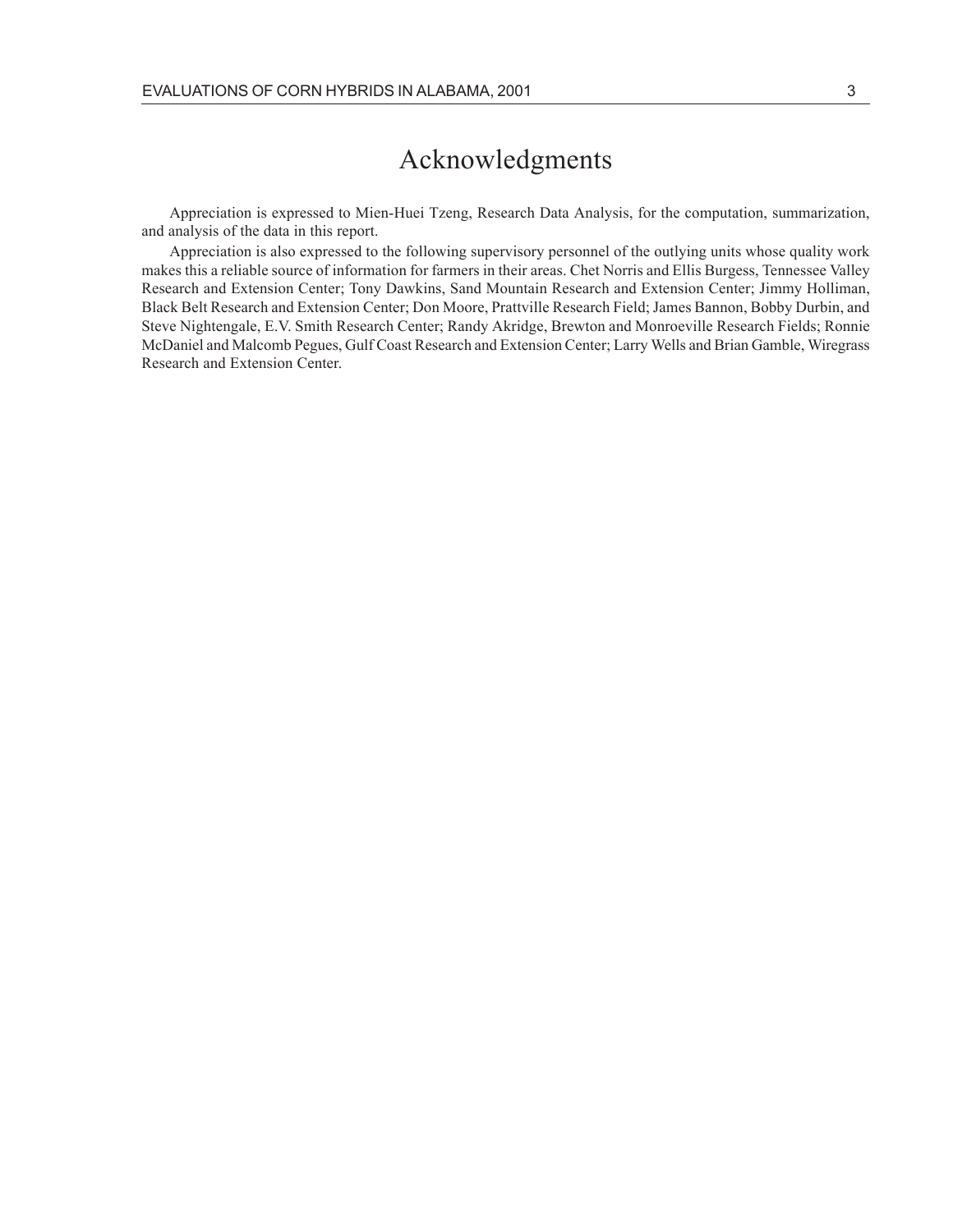# Acknowledgments

Appreciation is expressed to Mien-Huei Tzeng, Research Data Analysis, for the computation, summarization, and analysis of the data in this report.

Appreciation is also expressed to the following supervisory personnel of the outlying units whose quality work makes this a reliable source of information for farmers in their areas. Chet Norris and Ellis Burgess, Tennessee Valley Research and Extension Center; Tony Dawkins, Sand Mountain Research and Extension Center; Jimmy Holliman, Black Belt Research and Extension Center; Don Moore, Prattville Research Field; James Bannon, Bobby Durbin, and Steve Nightengale, E.V. Smith Research Center; Randy Akridge, Brewton and Monroeville Research Fields; Ronnie McDaniel and Malcomb Pegues, Gulf Coast Research and Extension Center; Larry Wells and Brian Gamble, Wiregrass Research and Extension Center.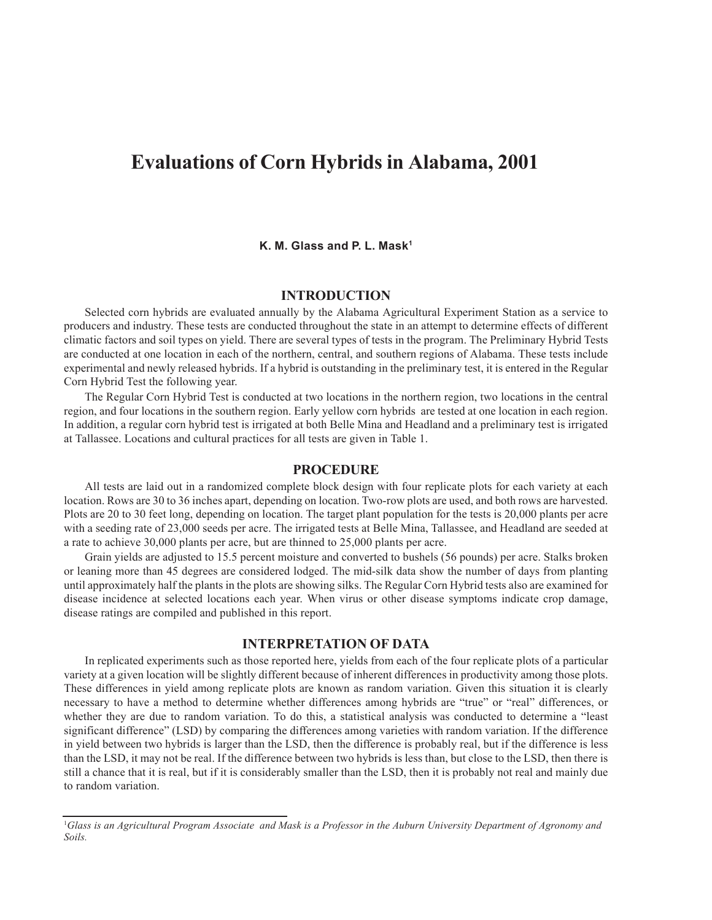# Evaluations of Corn Hybrids in Alabama, 2001

**K. M. Glass and P. L. Mask[1]**

## INTRODUCTION

Selected corn hybrids are evaluated annually by the Alabama Agricultural Experiment Station as a service to producers and industry. These tests are conducted throughout the state in an attempt to determine effects of different climatic factors and soil types on yield. There are several types of tests in the program. The Preliminary Hybrid Tests are conducted at one location in each of the northern, central, and southern regions of Alabama. These tests include experimental and newly released hybrids. If a hybrid is outstanding in the preliminary test, it is entered in the Regular Corn Hybrid Test the following year.

The Regular Corn Hybrid Test is conducted at two locations in the northern region, two locations in the central region, and four locations in the southern region. Early yellow corn hybrids are tested at one location in each region. In addition, a regular corn hybrid test is irrigated at both Belle Mina and Headland and a preliminary test is irrigated at Tallassee. Locations and cultural practices for all tests are given in Table 1.

## PROCEDURE

All tests are laid out in a randomized complete block design with four replicate plots for each variety at each location. Rows are 30 to 36 inches apart, depending on location. Two-row plots are used, and both rows are harvested. Plots are 20 to 30 feet long, depending on location. The target plant population for the tests is 20,000 plants per acre with a seeding rate of 23,000 seeds per acre. The irrigated tests at Belle Mina, Tallassee, and Headland are seeded at a rate to achieve 30,000 plants per acre, but are thinned to 25,000 plants per acre.

Grain yields are adjusted to 15.5 percent moisture and converted to bushels (56 pounds) per acre. Stalks broken or leaning more than 45 degrees are considered lodged. The mid-silk data show the number of days from planting until approximately half the plants in the plots are showing silks. The Regular Corn Hybrid tests also are examined for disease incidence at selected locations each year. When virus or other disease symptoms indicate crop damage, disease ratings are compiled and published in this report.

## INTERPRETATION OF DATA

In replicated experiments such as those reported here, yields from each of the four replicate plots of a particular variety at a given location will be slightly different because of inherent differences in productivity among those plots. These differences in yield among replicate plots are known as random variation. Given this situation it is clearly necessary to have a method to determine whether differences among hybrids are "true" or "real" differences, or whether they are due to random variation. To do this, a statistical analysis was conducted to determine a "least significant difference" (LSD) by comparing the differences among varieties with random variation. If the difference in yield between two hybrids is larger than the LSD, then the difference is probably real, but if the difference is less than the LSD, it may not be real. If the difference between two hybrids is less than, but close to the LSD, then there is still a chance that it is real, but if it is considerably smaller than the LSD, then it is probably not real and mainly due to random variation.

---

[1]*Glass is an Agricultural Program Associate and Mask is a Professor in the Auburn University Department of Agronomy and Soils.*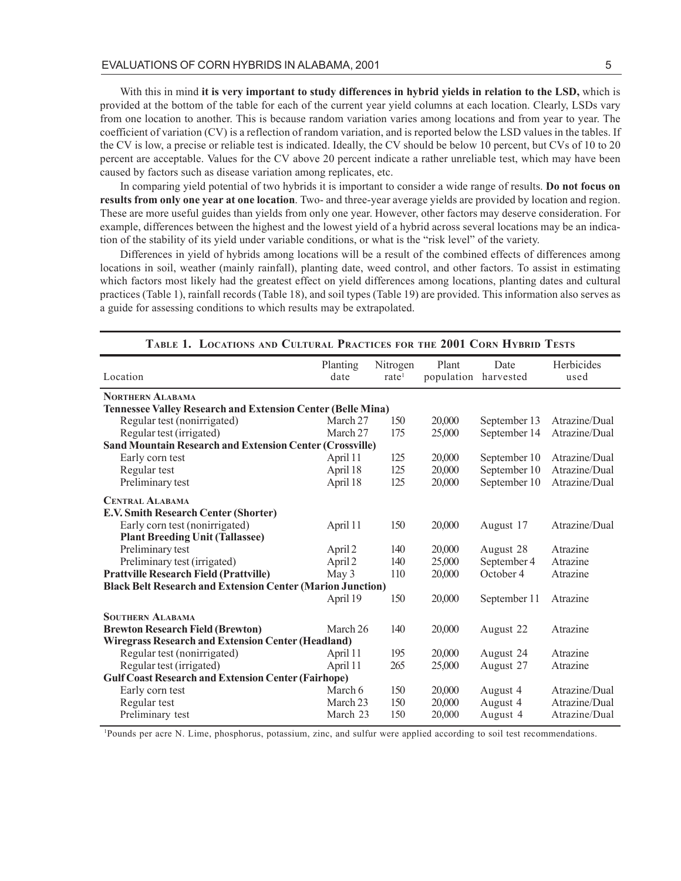With this in mind **it is very important to study differences in hybrid yields in relation to the LSD,** which is provided at the bottom of the table for each of the current year yield columns at each location. Clearly, LSDs vary from one location to another. This is because random variation varies among locations and from year to year. The coefficient of variation (CV) is a reflection of random variation, and is reported below the LSD values in the tables. If the CV is low, a precise or reliable test is indicated. Ideally, the CV should be below 10 percent, but CVs of 10 to 20 percent are acceptable. Values for the CV above 20 percent indicate a rather unreliable test, which may have been caused by factors such as disease variation among replicates, etc.

In comparing yield potential of two hybrids it is important to consider a wide range of results. **Do not focus on results from only one year at one location**. Two- and three-year average yields are provided by location and region. These are more useful guides than yields from only one year. However, other factors may deserve consideration. For example, differences between the highest and the lowest yield of a hybrid across several locations may be an indication of the stability of its yield under variable conditions, or what is the "risk level" of the variety.

Differences in yield of hybrids among locations will be a result of the combined effects of differences among locations in soil, weather (mainly rainfall), planting date, weed control, and other factors. To assist in estimating which factors most likely had the greatest effect on yield differences among locations, planting dates and cultural practices (Table 1), rainfall records (Table 18), and soil types (Table 19) are provided. This information also serves as a guide for assessing conditions to which results may be extrapolated.

**Table 1. Locations and Cultural Practices for the 2001 Corn Hybrid Tests**

| Location | Planting date | Nitrogen rate[1] | Plant population | Date harvested | Herbicides used |
|---|---|---|---|---|---|
| **Northern Alabama** | | | | | |
| **Tennessee Valley Research and Extension Center (Belle Mina)** | | | | | |
| Regular test (nonirrigated) | March 27 | 150 | 20,000 | September 13 | Atrazine/Dual |
| Regular test (irrigated) | March 27 | 175 | 25,000 | September 14 | Atrazine/Dual |
| **Sand Mountain Research and Extension Center (Crossville)** | | | | | |
| Early corn test | April 11 | 125 | 20,000 | September 10 | Atrazine/Dual |
| Regular test | April 18 | 125 | 20,000 | September 10 | Atrazine/Dual |
| Preliminary test | April 18 | 125 | 20,000 | September 10 | Atrazine/Dual |
| **Central Alabama** | | | | | |
| **E.V. Smith Research Center (Shorter)** | | | | | |
| Early corn test (nonirrigated) | April 11 | 150 | 20,000 | August 17 | Atrazine/Dual |
| **Plant Breeding Unit (Tallassee)** | | | | | |
| Preliminary test | April 2 | 140 | 20,000 | August 28 | Atrazine |
| Preliminary test (irrigated) | April 2 | 140 | 25,000 | September 4 | Atrazine |
| **Prattville Research Field (Prattville)** | May 3 | 110 | 20,000 | October 4 | Atrazine |
| **Black Belt Research and Extension Center (Marion Junction)** | | | | | |
| | April 19 | 150 | 20,000 | September 11 | Atrazine |
| **Southern Alabama** | | | | | |
| **Brewton Research Field (Brewton)** | March 26 | 140 | 20,000 | August 22 | Atrazine |
| **Wiregrass Research and Extension Center (Headland)** | | | | | |
| Regular test (nonirrigated) | April 11 | 195 | 20,000 | August 24 | Atrazine |
| Regular test (irrigated) | April 11 | 265 | 25,000 | August 27 | Atrazine |
| **Gulf Coast Research and Extension Center (Fairhope)** | | | | | |
| Early corn test | March 6 | 150 | 20,000 | August 4 | Atrazine/Dual |
| Regular test | March 23 | 150 | 20,000 | August 4 | Atrazine/Dual |
| Preliminary test | March 23 | 150 | 20,000 | August 4 | Atrazine/Dual |

[1]Pounds per acre N. Lime, phosphorus, potassium, zinc, and sulfur were applied according to soil test recommendations.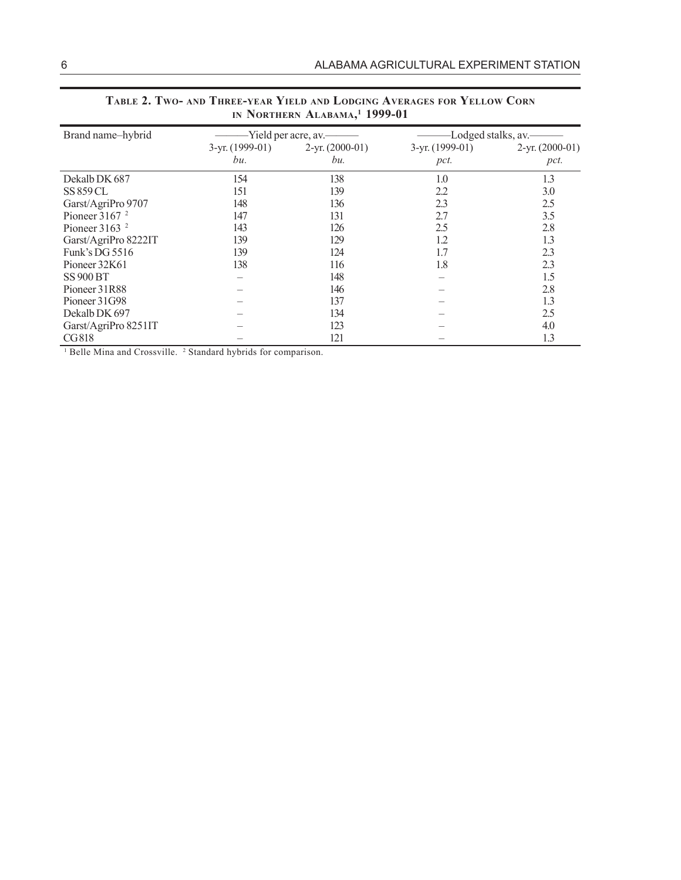**Table 2. Two- and Three-year Yield and Lodging Averages for Yellow Corn in Northern Alabama,[1] 1999-01**

| Brand name–hybrid | Yield per acre, av. | | Lodged stalks, av. | |
|---|---|---|---|---|
| | 3-yr. (1999-01) | 2-yr. (2000-01) | 3-yr. (1999-01) | 2-yr. (2000-01) |
| | *bu.* | *bu.* | *pct.* | *pct.* |
| Dekalb DK 687 | 154 | 138 | 1.0 | 1.3 |
| SS 859 CL | 151 | 139 | 2.2 | 3.0 |
| Garst/AgriPro 9707 | 148 | 136 | 2.3 | 2.5 |
| Pioneer 3167 [2] | 147 | 131 | 2.7 | 3.5 |
| Pioneer 3163 [2] | 143 | 126 | 2.5 | 2.8 |
| Garst/AgriPro 8222IT | 139 | 129 | 1.2 | 1.3 |
| Funk's DG 5516 | 139 | 124 | 1.7 | 2.3 |
| Pioneer 32K61 | 138 | 116 | 1.8 | 2.3 |
| SS 900 BT | – | 148 | – | 1.5 |
| Pioneer 31R88 | – | 146 | – | 2.8 |
| Pioneer 31G98 | – | 137 | – | 1.3 |
| Dekalb DK 697 | – | 134 | – | 2.5 |
| Garst/AgriPro 8251IT | – | 123 | – | 4.0 |
| CG818 | – | 121 | – | 1.3 |

[1] Belle Mina and Crossville. [2] Standard hybrids for comparison.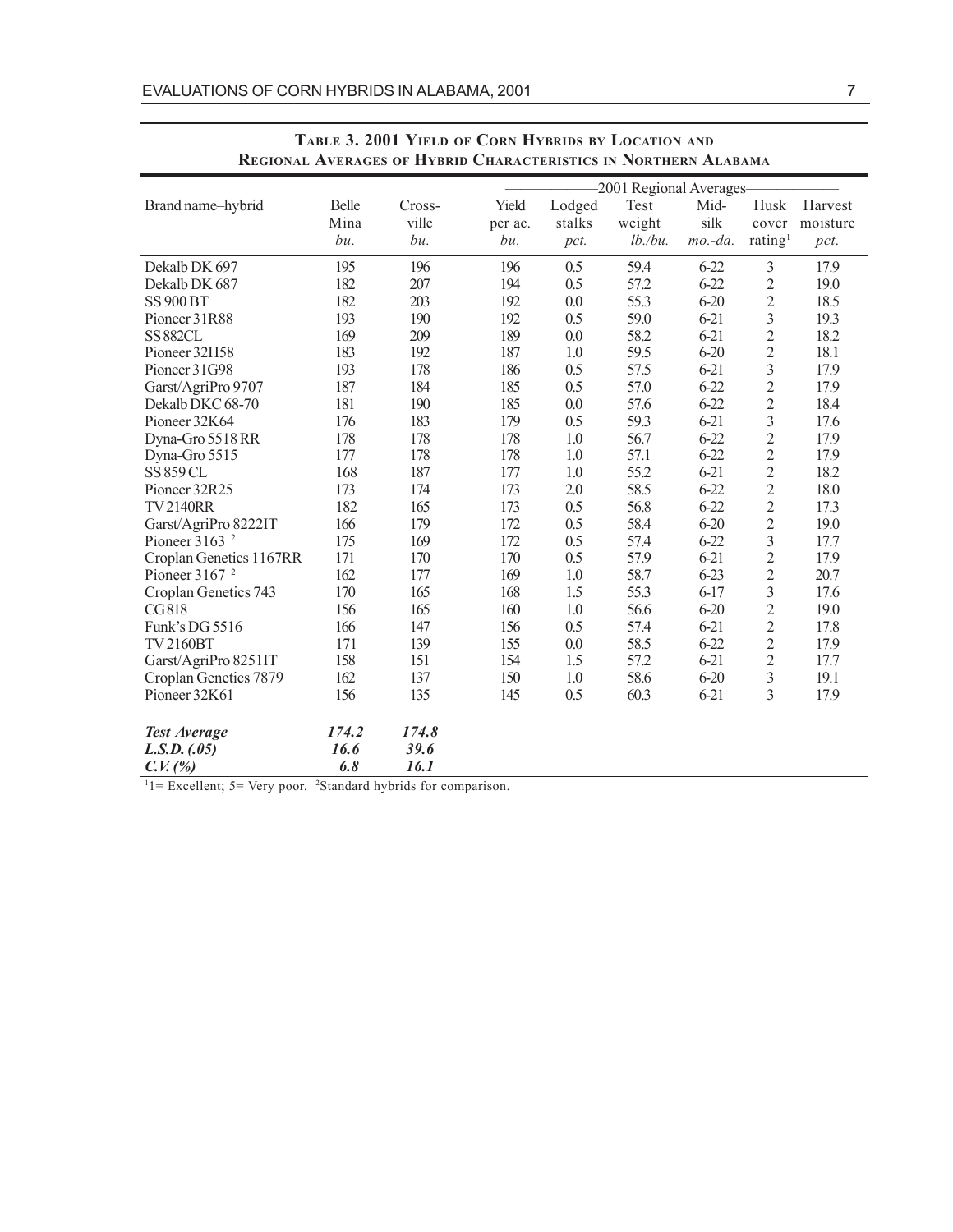## Table 3. 2001 Yield of Corn Hybrids by Location and Regional Averages of Hybrid Characteristics in Northern Alabama

| Brand name–hybrid | Belle Mina | Cross-ville | 2001 Regional Averages | | | | | |
|---|---|---|---|---|---|---|---|---|
| | | | Yield per ac. | Lodged stalks | Test weight | Mid-silk | Husk cover rating[1] | Harvest moisture |
| | *bu.* | *bu.* | *bu.* | *pct.* | *lb./bu.* | *mo.-da.* | | *pct.* |
| Dekalb DK 697 | 195 | 196 | 196 | 0.5 | 59.4 | 6-22 | 3 | 17.9 |
| Dekalb DK 687 | 182 | 207 | 194 | 0.5 | 57.2 | 6-22 | 2 | 19.0 |
| SS 900 BT | 182 | 203 | 192 | 0.0 | 55.3 | 6-20 | 2 | 18.5 |
| Pioneer 31R88 | 193 | 190 | 192 | 0.5 | 59.0 | 6-21 | 3 | 19.3 |
| SS 882CL | 169 | 209 | 189 | 0.0 | 58.2 | 6-21 | 2 | 18.2 |
| Pioneer 32H58 | 183 | 192 | 187 | 1.0 | 59.5 | 6-20 | 2 | 18.1 |
| Pioneer 31G98 | 193 | 178 | 186 | 0.5 | 57.5 | 6-21 | 3 | 17.9 |
| Garst/AgriPro 9707 | 187 | 184 | 185 | 0.5 | 57.0 | 6-22 | 2 | 17.9 |
| Dekalb DKC 68-70 | 181 | 190 | 185 | 0.0 | 57.6 | 6-22 | 2 | 18.4 |
| Pioneer 32K64 | 176 | 183 | 179 | 0.5 | 59.3 | 6-21 | 3 | 17.6 |
| Dyna-Gro 5518 RR | 178 | 178 | 178 | 1.0 | 56.7 | 6-22 | 2 | 17.9 |
| Dyna-Gro 5515 | 177 | 178 | 178 | 1.0 | 57.1 | 6-22 | 2 | 17.9 |
| SS 859 CL | 168 | 187 | 177 | 1.0 | 55.2 | 6-21 | 2 | 18.2 |
| Pioneer 32R25 | 173 | 174 | 173 | 2.0 | 58.5 | 6-22 | 2 | 18.0 |
| TV 2140RR | 182 | 165 | 173 | 0.5 | 56.8 | 6-22 | 2 | 17.3 |
| Garst/AgriPro 8222IT | 166 | 179 | 172 | 0.5 | 58.4 | 6-20 | 2 | 19.0 |
| Pioneer 3163 [2] | 175 | 169 | 172 | 0.5 | 57.4 | 6-22 | 3 | 17.7 |
| Croplan Genetics 1167RR | 171 | 170 | 170 | 0.5 | 57.9 | 6-21 | 2 | 17.9 |
| Pioneer 3167 [2] | 162 | 177 | 169 | 1.0 | 58.7 | 6-23 | 2 | 20.7 |
| Croplan Genetics 743 | 170 | 165 | 168 | 1.5 | 55.3 | 6-17 | 3 | 17.6 |
| CG 818 | 156 | 165 | 160 | 1.0 | 56.6 | 6-20 | 2 | 19.0 |
| Funk's DG 5516 | 166 | 147 | 156 | 0.5 | 57.4 | 6-21 | 2 | 17.8 |
| TV 2160BT | 171 | 139 | 155 | 0.0 | 58.5 | 6-22 | 2 | 17.9 |
| Garst/AgriPro 8251IT | 158 | 151 | 154 | 1.5 | 57.2 | 6-21 | 2 | 17.7 |
| Croplan Genetics 7879 | 162 | 137 | 150 | 1.0 | 58.6 | 6-20 | 3 | 19.1 |
| Pioneer 32K61 | 156 | 135 | 145 | 0.5 | 60.3 | 6-21 | 3 | 17.9 |
| ***Test Average*** | ***174.2*** | ***174.8*** | | | | | | |
| ***L.S.D. (.05)*** | ***16.6*** | ***39.6*** | | | | | | |
| ***C.V. (%)*** | ***6.8*** | ***16.1*** | | | | | | |

[1]1= Excellent; 5= Very poor. [2]Standard hybrids for comparison.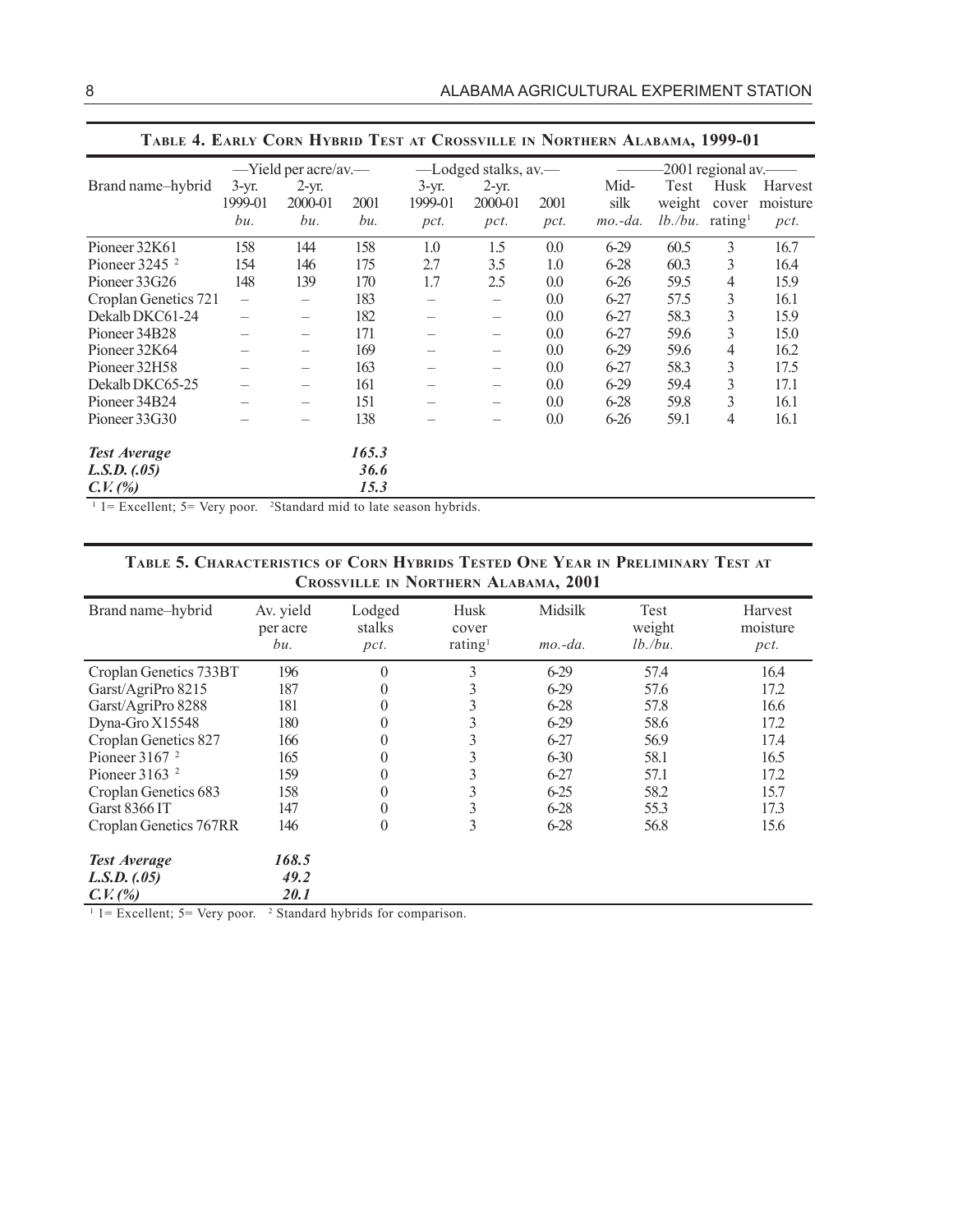**Table 4. Early Corn Hybrid Test at Crossville in Northern Alabama, 1999-01**

| Brand name–hybrid | —Yield per acre/av.— | | | —Lodged stalks, av.— | | | ———2001 regional av.—— | | | |
|---|---|---|---|---|---|---|---|---|---|---|
| | 3-yr. 1999-01 | 2-yr. 2000-01 | 2001 | 3-yr. 1999-01 | 2-yr. 2000-01 | 2001 | Mid-silk | Test weight | Husk cover | Harvest moisture |
| | *bu.* | *bu.* | *bu.* | *pct.* | *pct.* | *pct.* | *mo.-da.* | *lb./bu.* | rating[1] | *pct.* |
| Pioneer 32K61 | 158 | 144 | 158 | 1.0 | 1.5 | 0.0 | 6-29 | 60.5 | 3 | 16.7 |
| Pioneer 3245 [2] | 154 | 146 | 175 | 2.7 | 3.5 | 1.0 | 6-28 | 60.3 | 3 | 16.4 |
| Pioneer 33G26 | 148 | 139 | 170 | 1.7 | 2.5 | 0.0 | 6-26 | 59.5 | 4 | 15.9 |
| Croplan Genetics 721 | – | – | 183 | – | – | 0.0 | 6-27 | 57.5 | 3 | 16.1 |
| Dekalb DKC61-24 | – | – | 182 | – | – | 0.0 | 6-27 | 58.3 | 3 | 15.9 |
| Pioneer 34B28 | – | – | 171 | – | – | 0.0 | 6-27 | 59.6 | 3 | 15.0 |
| Pioneer 32K64 | – | – | 169 | – | – | 0.0 | 6-29 | 59.6 | 4 | 16.2 |
| Pioneer 32H58 | – | – | 163 | – | – | 0.0 | 6-27 | 58.3 | 3 | 17.5 |
| Dekalb DKC65-25 | – | – | 161 | – | – | 0.0 | 6-29 | 59.4 | 3 | 17.1 |
| Pioneer 34B24 | – | – | 151 | – | – | 0.0 | 6-28 | 59.8 | 3 | 16.1 |
| Pioneer 33G30 | – | – | 138 | – | – | 0.0 | 6-26 | 59.1 | 4 | 16.1 |
| ***Test Average*** | | | ***165.3*** | | | | | | | |
| ***L.S.D. (.05)*** | | | ***36.6*** | | | | | | | |
| ***C.V. (%)*** | | | ***15.3*** | | | | | | | |

[1] 1= Excellent; 5= Very poor. [2] Standard mid to late season hybrids.

**Table 5. Characteristics of Corn Hybrids Tested One Year in Preliminary Test at Crossville in Northern Alabama, 2001**

| Brand name–hybrid | Av. yield per acre | Lodged stalks | Husk cover | Midsilk | Test weight | Harvest moisture |
|---|---|---|---|---|---|---|
| | *bu.* | *pct.* | rating[1] | *mo.-da.* | *lb./bu.* | *pct.* |
| Croplan Genetics 733BT | 196 | 0 | 3 | 6-29 | 57.4 | 16.4 |
| Garst/AgriPro 8215 | 187 | 0 | 3 | 6-29 | 57.6 | 17.2 |
| Garst/AgriPro 8288 | 181 | 0 | 3 | 6-28 | 57.8 | 16.6 |
| Dyna-Gro X15548 | 180 | 0 | 3 | 6-29 | 58.6 | 17.2 |
| Croplan Genetics 827 | 166 | 0 | 3 | 6-27 | 56.9 | 17.4 |
| Pioneer 3167 [2] | 165 | 0 | 3 | 6-30 | 58.1 | 16.5 |
| Pioneer 3163 [2] | 159 | 0 | 3 | 6-27 | 57.1 | 17.2 |
| Croplan Genetics 683 | 158 | 0 | 3 | 6-25 | 58.2 | 15.7 |
| Garst 8366 IT | 147 | 0 | 3 | 6-28 | 55.3 | 17.3 |
| Croplan Genetics 767RR | 146 | 0 | 3 | 6-28 | 56.8 | 15.6 |
| ***Test Average*** | ***168.5*** | | | | | |
| ***L.S.D. (.05)*** | ***49.2*** | | | | | |
| ***C.V. (%)*** | ***20.1*** | | | | | |

[1] 1= Excellent; 5= Very poor. [2] Standard hybrids for comparison.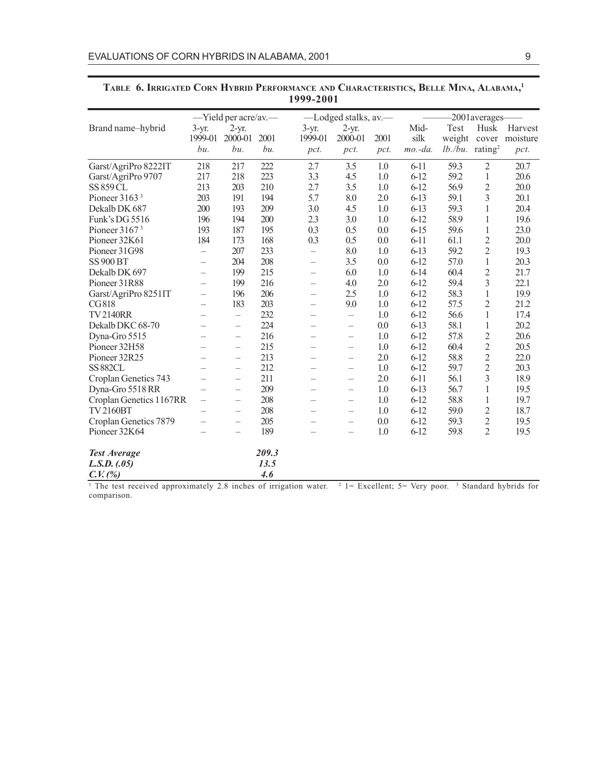**Table 6. Irrigated Corn Hybrid Performance and Characteristics, Belle Mina, Alabama,[1] 1999-2001**

| Brand name–hybrid | —Yield per acre/av.— | | | —Lodged stalks, av.— | | | —2001 averages— | | | |
|---|---|---|---|---|---|---|---|---|---|---|
| | 3-yr. 1999-01 | 2-yr. 2000-01 | 2001 | 3-yr. 1999-01 | 2-yr. 2000-01 | 2001 | Mid-silk | Test weight | Husk cover | Harvest moisture |
| | *bu.* | *bu.* | *bu.* | *pct.* | *pct.* | *pct.* | *mo.-da.* | *lb./bu.* | rating[2] | *pct.* |
| Garst/AgriPro 8222IT | 218 | 217 | 222 | 2.7 | 3.5 | 1.0 | 6-11 | 59.3 | 2 | 20.7 |
| Garst/AgriPro 9707 | 217 | 218 | 223 | 3.3 | 4.5 | 1.0 | 6-12 | 59.2 | 1 | 20.6 |
| SS 859 CL | 213 | 203 | 210 | 2.7 | 3.5 | 1.0 | 6-12 | 56.9 | 2 | 20.0 |
| Pioneer 3163[3] | 203 | 191 | 194 | 5.7 | 8.0 | 2.0 | 6-13 | 59.1 | 3 | 20.1 |
| Dekalb DK 687 | 200 | 193 | 209 | 3.0 | 4.5 | 1.0 | 6-13 | 59.3 | 1 | 20.4 |
| Funk's DG 5516 | 196 | 194 | 200 | 2.3 | 3.0 | 1.0 | 6-12 | 58.9 | 1 | 19.6 |
| Pioneer 3167[3] | 193 | 187 | 195 | 0.3 | 0.5 | 0.0 | 6-15 | 59.6 | 1 | 23.0 |
| Pioneer 32K61 | 184 | 173 | 168 | 0.3 | 0.5 | 0.0 | 6-11 | 61.1 | 2 | 20.0 |
| Pioneer 31G98 | – | 207 | 233 | – | 8.0 | 1.0 | 6-13 | 59.2 | 2 | 19.3 |
| SS 900 BT | – | 204 | 208 | – | 3.5 | 0.0 | 6-12 | 57.0 | 1 | 20.3 |
| Dekalb DK 697 | – | 199 | 215 | – | 6.0 | 1.0 | 6-14 | 60.4 | 2 | 21.7 |
| Pioneer 31R88 | – | 199 | 216 | – | 4.0 | 2.0 | 6-12 | 59.4 | 3 | 22.1 |
| Garst/AgriPro 8251IT | – | 196 | 206 | – | 2.5 | 1.0 | 6-12 | 58.3 | 1 | 19.9 |
| CG818 | – | 183 | 203 | – | 9.0 | 1.0 | 6-12 | 57.5 | 2 | 21.2 |
| TV 2140RR | – | – | 232 | – | – | 1.0 | 6-12 | 56.6 | 1 | 17.4 |
| Dekalb DKC 68-70 | – | – | 224 | – | – | 0.0 | 6-13 | 58.1 | 1 | 20.2 |
| Dyna-Gro 5515 | – | – | 216 | – | – | 1.0 | 6-12 | 57.8 | 2 | 20.6 |
| Pioneer 32H58 | – | – | 215 | – | – | 1.0 | 6-12 | 60.4 | 2 | 20.5 |
| Pioneer 32R25 | – | – | 213 | – | – | 2.0 | 6-12 | 58.8 | 2 | 22.0 |
| SS 882CL | – | – | 212 | – | – | 1.0 | 6-12 | 59.7 | 2 | 20.3 |
| Croplan Genetics 743 | – | – | 211 | – | – | 2.0 | 6-11 | 56.1 | 3 | 18.9 |
| Dyna-Gro 5518 RR | – | – | 209 | – | – | 1.0 | 6-13 | 56.7 | 1 | 19.5 |
| Croplan Genetics 1167RR | – | – | 208 | – | – | 1.0 | 6-12 | 58.8 | 1 | 19.7 |
| TV 2160BT | – | – | 208 | – | – | 1.0 | 6-12 | 59.0 | 2 | 18.7 |
| Croplan Genetics 7879 | – | – | 205 | – | – | 0.0 | 6-12 | 59.3 | 2 | 19.5 |
| Pioneer 32K64 | – | – | 189 | – | – | 1.0 | 6-12 | 59.8 | 2 | 19.5 |
| ***Test Average*** | | | ***209.3*** | | | | | | | |
| ***L.S.D. (.05)*** | | | ***13.5*** | | | | | | | |
| ***C.V. (%)*** | | | ***4.6*** | | | | | | | |

[1] The test received approximately 2.8 inches of irrigation water. [2] 1= Excellent; 5= Very poor. [3] Standard hybrids for comparison.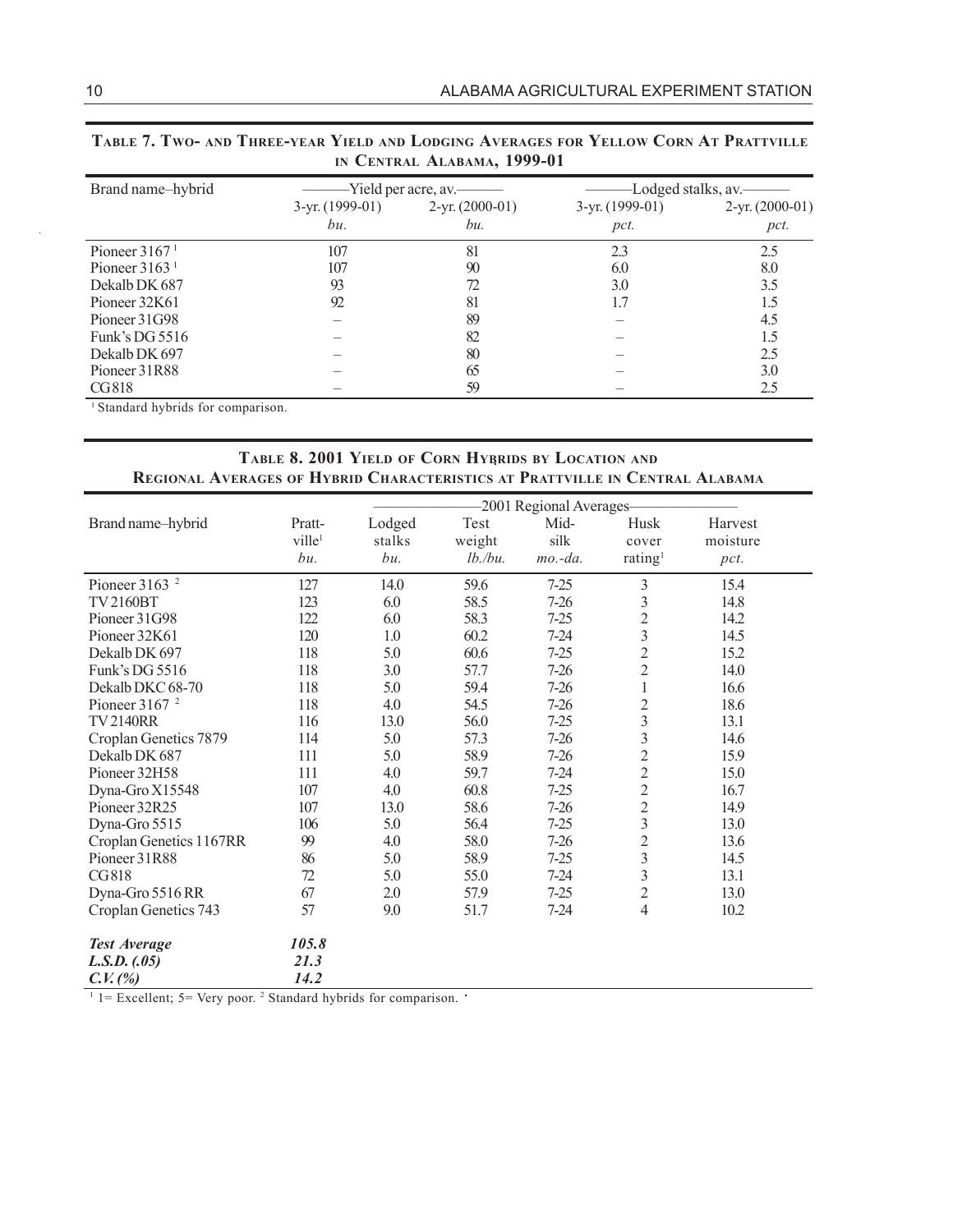**TABLE 7. TWO- AND THREE-YEAR YIELD AND LODGING AVERAGES FOR YELLOW CORN AT PRATTVILLE IN CENTRAL ALABAMA, 1999-01**

| Brand name–hybrid | Yield per acre, av. | | Lodged stalks, av. | |
|---|---|---|---|---|
| | 3-yr. (1999-01) | 2-yr. (2000-01) | 3-yr. (1999-01) | 2-yr. (2000-01) |
| | *bu.* | *bu.* | *pct.* | *pct.* |
| Pioneer 3167 [1] | 107 | 81 | 2.3 | 2.5 |
| Pioneer 3163 [1] | 107 | 90 | 6.0 | 8.0 |
| Dekalb DK 687 | 93 | 72 | 3.0 | 3.5 |
| Pioneer 32K61 | 92 | 81 | 1.7 | 1.5 |
| Pioneer 31G98 | – | 89 | – | 4.5 |
| Funk's DG 5516 | – | 82 | – | 1.5 |
| Dekalb DK 697 | – | 80 | – | 2.5 |
| Pioneer 31R88 | – | 65 | – | 3.0 |
| CG818 | – | 59 | – | 2.5 |

[1] Standard hybrids for comparison.

**TABLE 8. 2001 YIELD OF CORN HYBRIDS BY LOCATION AND REGIONAL AVERAGES OF HYBRID CHARACTERISTICS AT PRATTVILLE IN CENTRAL ALABAMA**

| Brand name–hybrid | Prattville[1] | 2001 Regional Averages | | | | |
|---|---|---|---|---|---|---|
| | | Lodged stalks | Test weight | Mid-silk | Husk cover rating[1] | Harvest moisture |
| | *bu.* | *bu.* | *lb./bu.* | *mo.-da.* | | *pct.* |
| Pioneer 3163 [2] | 127 | 14.0 | 59.6 | 7-25 | 3 | 15.4 |
| TV 2160BT | 123 | 6.0 | 58.5 | 7-26 | 3 | 14.8 |
| Pioneer 31G98 | 122 | 6.0 | 58.3 | 7-25 | 2 | 14.2 |
| Pioneer 32K61 | 120 | 1.0 | 60.2 | 7-24 | 3 | 14.5 |
| Dekalb DK 697 | 118 | 5.0 | 60.6 | 7-25 | 2 | 15.2 |
| Funk's DG 5516 | 118 | 3.0 | 57.7 | 7-26 | 2 | 14.0 |
| Dekalb DKC 68-70 | 118 | 5.0 | 59.4 | 7-26 | 1 | 16.6 |
| Pioneer 3167 [2] | 118 | 4.0 | 54.5 | 7-26 | 2 | 18.6 |
| TV 2140RR | 116 | 13.0 | 56.0 | 7-25 | 3 | 13.1 |
| Croplan Genetics 7879 | 114 | 5.0 | 57.3 | 7-26 | 3 | 14.6 |
| Dekalb DK 687 | 111 | 5.0 | 58.9 | 7-26 | 2 | 15.9 |
| Pioneer 32H58 | 111 | 4.0 | 59.7 | 7-24 | 2 | 15.0 |
| Dyna-Gro X15548 | 107 | 4.0 | 60.8 | 7-25 | 2 | 16.7 |
| Pioneer 32R25 | 107 | 13.0 | 58.6 | 7-26 | 2 | 14.9 |
| Dyna-Gro 5515 | 106 | 5.0 | 56.4 | 7-25 | 3 | 13.0 |
| Croplan Genetics 1167RR | 99 | 4.0 | 58.0 | 7-26 | 2 | 13.6 |
| Pioneer 31R88 | 86 | 5.0 | 58.9 | 7-25 | 3 | 14.5 |
| CG818 | 72 | 5.0 | 55.0 | 7-24 | 3 | 13.1 |
| Dyna-Gro 5516 RR | 67 | 2.0 | 57.9 | 7-25 | 2 | 13.0 |
| Croplan Genetics 743 | 57 | 9.0 | 51.7 | 7-24 | 4 | 10.2 |
| ***Test Average*** | ***105.8*** | | | | | |
| ***L.S.D. (.05)*** | ***21.3*** | | | | | |
| ***C.V. (%)*** | ***14.2*** | | | | | |

[1] 1= Excellent; 5= Very poor. [2] Standard hybrids for comparison.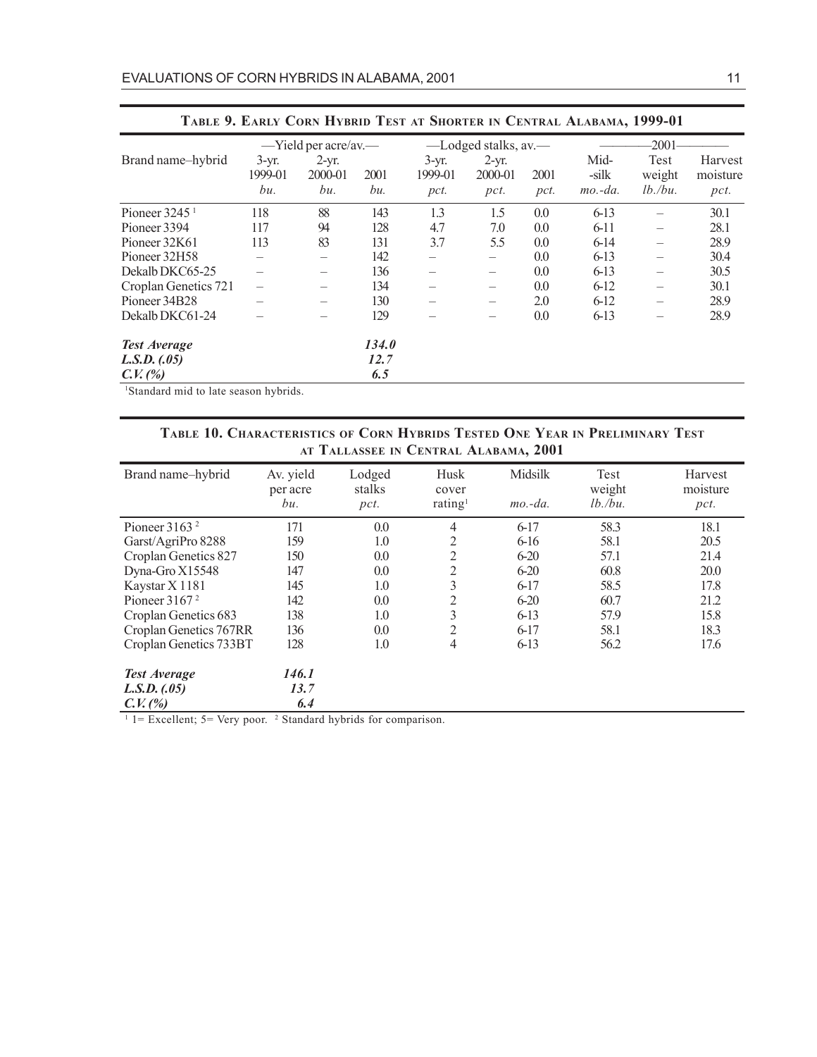**Table 9. Early Corn Hybrid Test at Shorter in Central Alabama, 1999-01**

| Brand name–hybrid | —Yield per acre/av.— | | | —Lodged stalks, av.— | | | —2001— | | |
|---|---|---|---|---|---|---|---|---|---|
| | 3-yr. 1999-01 | 2-yr. 2000-01 | 2001 | 3-yr. 1999-01 | 2-yr. 2000-01 | 2001 | Mid-silk | Test weight | Harvest moisture |
| | *bu.* | *bu.* | *bu.* | *pct.* | *pct.* | *pct.* | *mo.-da.* | *lb./bu.* | *pct.* |
| Pioneer 3245 [1] | 118 | 88 | 143 | 1.3 | 1.5 | 0.0 | 6-13 | – | 30.1 |
| Pioneer 3394 | 117 | 94 | 128 | 4.7 | 7.0 | 0.0 | 6-11 | – | 28.1 |
| Pioneer 32K61 | 113 | 83 | 131 | 3.7 | 5.5 | 0.0 | 6-14 | – | 28.9 |
| Pioneer 32H58 | – | – | 142 | – | – | 0.0 | 6-13 | – | 30.4 |
| Dekalb DKC65-25 | – | – | 136 | – | – | 0.0 | 6-13 | – | 30.5 |
| Croplan Genetics 721 | – | – | 134 | – | – | 0.0 | 6-12 | – | 30.1 |
| Pioneer 34B28 | – | – | 130 | – | – | 2.0 | 6-12 | – | 28.9 |
| Dekalb DKC61-24 | – | – | 129 | – | – | 0.0 | 6-13 | – | 28.9 |
| ***Test Average*** | | | ***134.0*** | | | | | | |
| ***L.S.D. (.05)*** | | | ***12.7*** | | | | | | |
| ***C.V. (%)*** | | | ***6.5*** | | | | | | |

[1]Standard mid to late season hybrids.

**Table 10. Characteristics of Corn Hybrids Tested One Year in Preliminary Test at Tallassee in Central Alabama, 2001**

| Brand name–hybrid | Av. yield per acre | Lodged stalks | Husk cover | Midsilk | Test weight | Harvest moisture |
|---|---|---|---|---|---|---|
| | *bu.* | *pct.* | rating[1] | *mo.-da.* | *lb./bu.* | *pct.* |
| Pioneer 3163 [2] | 171 | 0.0 | 4 | 6-17 | 58.3 | 18.1 |
| Garst/AgriPro 8288 | 159 | 1.0 | 2 | 6-16 | 58.1 | 20.5 |
| Croplan Genetics 827 | 150 | 0.0 | 2 | 6-20 | 57.1 | 21.4 |
| Dyna-Gro X15548 | 147 | 0.0 | 2 | 6-20 | 60.8 | 20.0 |
| Kaystar X 1181 | 145 | 1.0 | 3 | 6-17 | 58.5 | 17.8 |
| Pioneer 3167 [2] | 142 | 0.0 | 2 | 6-20 | 60.7 | 21.2 |
| Croplan Genetics 683 | 138 | 1.0 | 3 | 6-13 | 57.9 | 15.8 |
| Croplan Genetics 767RR | 136 | 0.0 | 2 | 6-17 | 58.1 | 18.3 |
| Croplan Genetics 733BT | 128 | 1.0 | 4 | 6-13 | 56.2 | 17.6 |
| ***Test Average*** | ***146.1*** | | | | | |
| ***L.S.D. (.05)*** | ***13.7*** | | | | | |
| ***C.V. (%)*** | ***6.4*** | | | | | |

[1] 1= Excellent; 5= Very poor. [2] Standard hybrids for comparison.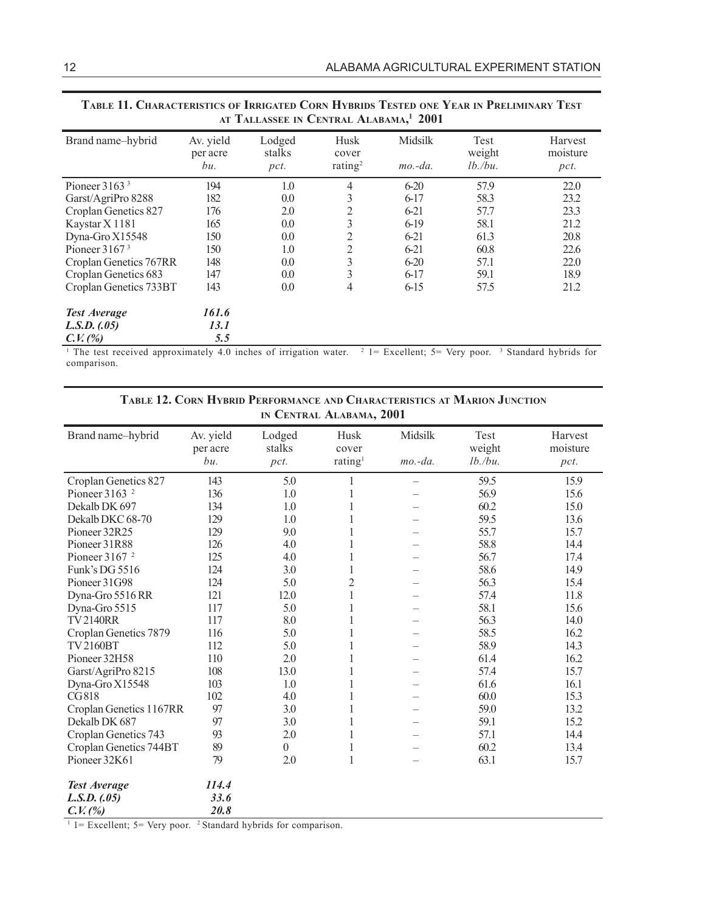**Table 11. Characteristics of Irrigated Corn Hybrids Tested one Year in Preliminary Test at Tallassee in Central Alabama,[1] 2001**

| Brand name–hybrid | Av. yield per acre | Lodged stalks | Husk cover | Midsilk | Test weight | Harvest moisture |
|---|---|---|---|---|---|---|
| | *bu.* | *pct.* | rating[2] | *mo.-da.* | *lb./bu.* | *pct.* |
| Pioneer 3163 [3] | 194 | 1.0 | 4 | 6-20 | 57.9 | 22.0 |
| Garst/AgriPro 8288 | 182 | 0.0 | 3 | 6-17 | 58.3 | 23.2 |
| Croplan Genetics 827 | 176 | 2.0 | 2 | 6-21 | 57.7 | 23.3 |
| Kaystar X 1181 | 165 | 0.0 | 3 | 6-19 | 58.1 | 21.2 |
| Dyna-Gro X15548 | 150 | 0.0 | 2 | 6-21 | 61.3 | 20.8 |
| Pioneer 3167 [3] | 150 | 1.0 | 2 | 6-21 | 60.8 | 22.6 |
| Croplan Genetics 767RR | 148 | 0.0 | 3 | 6-20 | 57.1 | 22.0 |
| Croplan Genetics 683 | 147 | 0.0 | 3 | 6-17 | 59.1 | 18.9 |
| Croplan Genetics 733BT | 143 | 0.0 | 4 | 6-15 | 57.5 | 21.2 |
| ***Test Average*** | ***161.6*** | | | | | |
| ***L.S.D. (.05)*** | ***13.1*** | | | | | |
| ***C.V. (%)*** | ***5.5*** | | | | | |

[1] The test received approximately 4.0 inches of irrigation water. [2] 1= Excellent; 5= Very poor. [3] Standard hybrids for comparison.

**Table 12. Corn Hybrid Performance and Characteristics at Marion Junction in Central Alabama, 2001**

| Brand name–hybrid | Av. yield per acre | Lodged stalks | Husk cover | Midsilk | Test weight | Harvest moisture |
|---|---|---|---|---|---|---|
| | *bu.* | *pct.* | rating[1] | *mo.-da.* | *lb./bu.* | *pct.* |
| Croplan Genetics 827 | 143 | 5.0 | 1 | – | 59.5 | 15.9 |
| Pioneer 3163 [2] | 136 | 1.0 | 1 | – | 56.9 | 15.6 |
| Dekalb DK 697 | 134 | 1.0 | 1 | – | 60.2 | 15.0 |
| Dekalb DKC 68-70 | 129 | 1.0 | 1 | – | 59.5 | 13.6 |
| Pioneer 32R25 | 129 | 9.0 | 1 | – | 55.7 | 15.7 |
| Pioneer 31R88 | 126 | 4.0 | 1 | – | 58.8 | 14.4 |
| Pioneer 3167 [2] | 125 | 4.0 | 1 | – | 56.7 | 17.4 |
| Funk's DG 5516 | 124 | 3.0 | 1 | – | 58.6 | 14.9 |
| Pioneer 31G98 | 124 | 5.0 | 2 | – | 56.3 | 15.4 |
| Dyna-Gro 5516 RR | 121 | 12.0 | 1 | – | 57.4 | 11.8 |
| Dyna-Gro 5515 | 117 | 5.0 | 1 | – | 58.1 | 15.6 |
| TV 2140RR | 117 | 8.0 | 1 | – | 56.3 | 14.0 |
| Croplan Genetics 7879 | 116 | 5.0 | 1 | – | 58.5 | 16.2 |
| TV 2160BT | 112 | 5.0 | 1 | – | 58.9 | 14.3 |
| Pioneer 32H58 | 110 | 2.0 | 1 | – | 61.4 | 16.2 |
| Garst/AgriPro 8215 | 108 | 13.0 | 1 | – | 57.4 | 15.7 |
| Dyna-Gro X15548 | 103 | 1.0 | 1 | – | 61.6 | 16.1 |
| CG 818 | 102 | 4.0 | 1 | – | 60.0 | 15.3 |
| Croplan Genetics 1167RR | 97 | 3.0 | 1 | – | 59.0 | 13.2 |
| Dekalb DK 687 | 97 | 3.0 | 1 | – | 59.1 | 15.2 |
| Croplan Genetics 743 | 93 | 2.0 | 1 | – | 57.1 | 14.4 |
| Croplan Genetics 744BT | 89 | 0 | 1 | – | 60.2 | 13.4 |
| Pioneer 32K61 | 79 | 2.0 | 1 | – | 63.1 | 15.7 |
| ***Test Average*** | ***114.4*** | | | | | |
| ***L.S.D. (.05)*** | ***33.6*** | | | | | |
| ***C.V. (%)*** | ***20.8*** | | | | | |

[1] 1= Excellent; 5= Very poor. [2] Standard hybrids for comparison.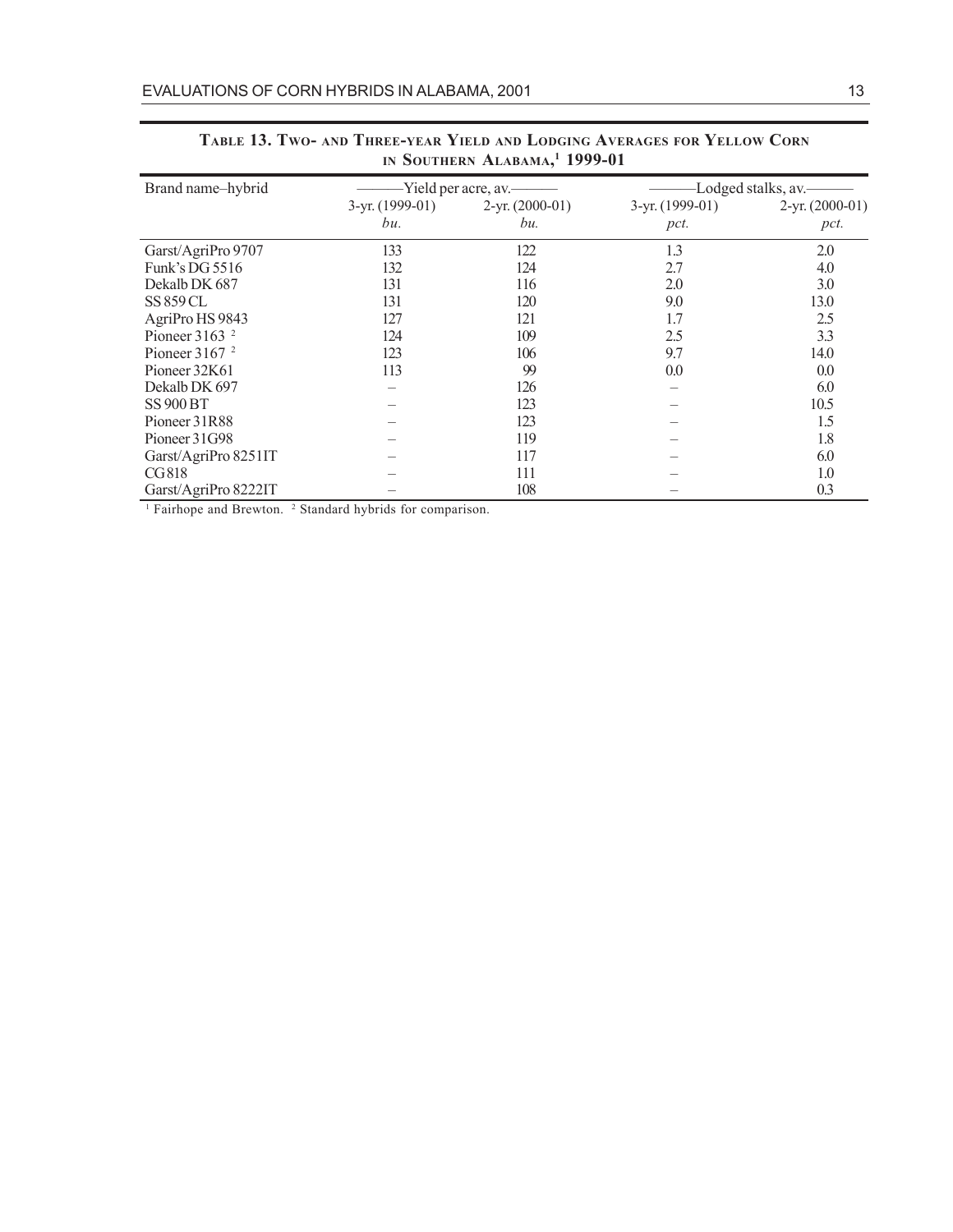**Table 13. Two- and Three-year Yield and Lodging Averages for Yellow Corn in Southern Alabama,[1] 1999-01**

| Brand name–hybrid | Yield per acre, av. | | Lodged stalks, av. | |
|---|---|---|---|---|
| | 3-yr. (1999-01) | 2-yr. (2000-01) | 3-yr. (1999-01) | 2-yr. (2000-01) |
| | *bu.* | *bu.* | *pct.* | *pct.* |
| Garst/AgriPro 9707 | 133 | 122 | 1.3 | 2.0 |
| Funk's DG 5516 | 132 | 124 | 2.7 | 4.0 |
| Dekalb DK 687 | 131 | 116 | 2.0 | 3.0 |
| SS 859 CL | 131 | 120 | 9.0 | 13.0 |
| AgriPro HS 9843 | 127 | 121 | 1.7 | 2.5 |
| Pioneer 3163 [2] | 124 | 109 | 2.5 | 3.3 |
| Pioneer 3167 [2] | 123 | 106 | 9.7 | 14.0 |
| Pioneer 32K61 | 113 | 99 | 0.0 | 0.0 |
| Dekalb DK 697 | – | 126 | – | 6.0 |
| SS 900 BT | – | 123 | – | 10.5 |
| Pioneer 31R88 | – | 123 | – | 1.5 |
| Pioneer 31G98 | – | 119 | – | 1.8 |
| Garst/AgriPro 8251IT | – | 117 | – | 6.0 |
| CG818 | – | 111 | – | 1.0 |
| Garst/AgriPro 8222IT | – | 108 | – | 0.3 |

[1] Fairhope and Brewton. [2] Standard hybrids for comparison.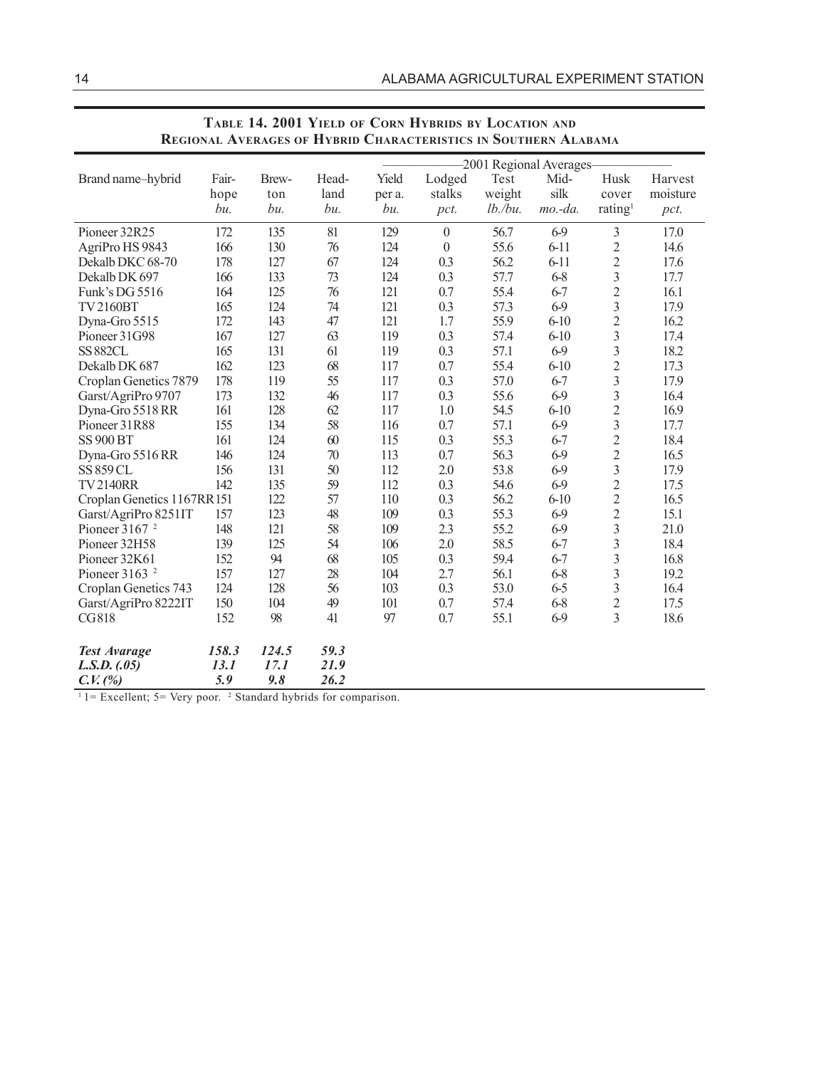**TABLE 14. 2001 YIELD OF CORN HYBRIDS BY LOCATION AND REGIONAL AVERAGES OF HYBRID CHARACTERISTICS IN SOUTHERN ALABAMA**

| Brand name–hybrid | Fair-hope | Brew-ton | Head-land | 2001 Regional Averages Yield per a. | Lodged stalks | Test weight | Mid-silk | Husk cover | Harvest moisture |
|---|---|---|---|---|---|---|---|---|---|
| | *bu.* | *bu.* | *bu.* | *bu.* | *pct.* | *lb./bu.* | *mo.-da.* | rating[1] | *pct.* |
| Pioneer 32R25 | 172 | 135 | 81 | 129 | 0 | 56.7 | 6-9 | 3 | 17.0 |
| AgriPro HS 9843 | 166 | 130 | 76 | 124 | 0 | 55.6 | 6-11 | 2 | 14.6 |
| Dekalb DKC 68-70 | 178 | 127 | 67 | 124 | 0.3 | 56.2 | 6-11 | 2 | 17.6 |
| Dekalb DK 697 | 166 | 133 | 73 | 124 | 0.3 | 57.7 | 6-8 | 3 | 17.7 |
| Funk's DG 5516 | 164 | 125 | 76 | 121 | 0.7 | 55.4 | 6-7 | 2 | 16.1 |
| TV 2160BT | 165 | 124 | 74 | 121 | 0.3 | 57.3 | 6-9 | 3 | 17.9 |
| Dyna-Gro 5515 | 172 | 143 | 47 | 121 | 1.7 | 55.9 | 6-10 | 2 | 16.2 |
| Pioneer 31G98 | 167 | 127 | 63 | 119 | 0.3 | 57.4 | 6-10 | 3 | 17.4 |
| SS 882CL | 165 | 131 | 61 | 119 | 0.3 | 57.1 | 6-9 | 3 | 18.2 |
| Dekalb DK 687 | 162 | 123 | 68 | 117 | 0.7 | 55.4 | 6-10 | 2 | 17.3 |
| Croplan Genetics 7879 | 178 | 119 | 55 | 117 | 0.3 | 57.0 | 6-7 | 3 | 17.9 |
| Garst/AgriPro 9707 | 173 | 132 | 46 | 117 | 0.3 | 55.6 | 6-9 | 3 | 16.4 |
| Dyna-Gro 5518 RR | 161 | 128 | 62 | 117 | 1.0 | 54.5 | 6-10 | 2 | 16.9 |
| Pioneer 31R88 | 155 | 134 | 58 | 116 | 0.7 | 57.1 | 6-9 | 3 | 17.7 |
| SS 900 BT | 161 | 124 | 60 | 115 | 0.3 | 55.3 | 6-7 | 2 | 18.4 |
| Dyna-Gro 5516 RR | 146 | 124 | 70 | 113 | 0.7 | 56.3 | 6-9 | 2 | 16.5 |
| SS 859 CL | 156 | 131 | 50 | 112 | 2.0 | 53.8 | 6-9 | 3 | 17.9 |
| TV 2140RR | 142 | 135 | 59 | 112 | 0.3 | 54.6 | 6-9 | 2 | 17.5 |
| Croplan Genetics 1167RR | 151 | 122 | 57 | 110 | 0.3 | 56.2 | 6-10 | 2 | 16.5 |
| Garst/AgriPro 8251IT | 157 | 123 | 48 | 109 | 0.3 | 55.3 | 6-9 | 2 | 15.1 |
| Pioneer 3167 [2] | 148 | 121 | 58 | 109 | 2.3 | 55.2 | 6-9 | 3 | 21.0 |
| Pioneer 32H58 | 139 | 125 | 54 | 106 | 2.0 | 58.5 | 6-7 | 3 | 18.4 |
| Pioneer 32K61 | 152 | 94 | 68 | 105 | 0.3 | 59.4 | 6-7 | 3 | 16.8 |
| Pioneer 3163 [2] | 157 | 127 | 28 | 104 | 2.7 | 56.1 | 6-8 | 3 | 19.2 |
| Croplan Genetics 743 | 124 | 128 | 56 | 103 | 0.3 | 53.0 | 6-5 | 3 | 16.4 |
| Garst/AgriPro 8222IT | 150 | 104 | 49 | 101 | 0.7 | 57.4 | 6-8 | 2 | 17.5 |
| CG818 | 152 | 98 | 41 | 97 | 0.7 | 55.1 | 6-9 | 3 | 18.6 |
| ***Test Avarage*** | ***158.3*** | ***124.5*** | ***59.3*** | | | | | | |
| ***L.S.D. (.05)*** | ***13.1*** | ***17.1*** | ***21.9*** | | | | | | |
| ***C.V. (%)*** | ***5.9*** | ***9.8*** | ***26.2*** | | | | | | |

[1] 1= Excellent; 5= Very poor. [2] Standard hybrids for comparison.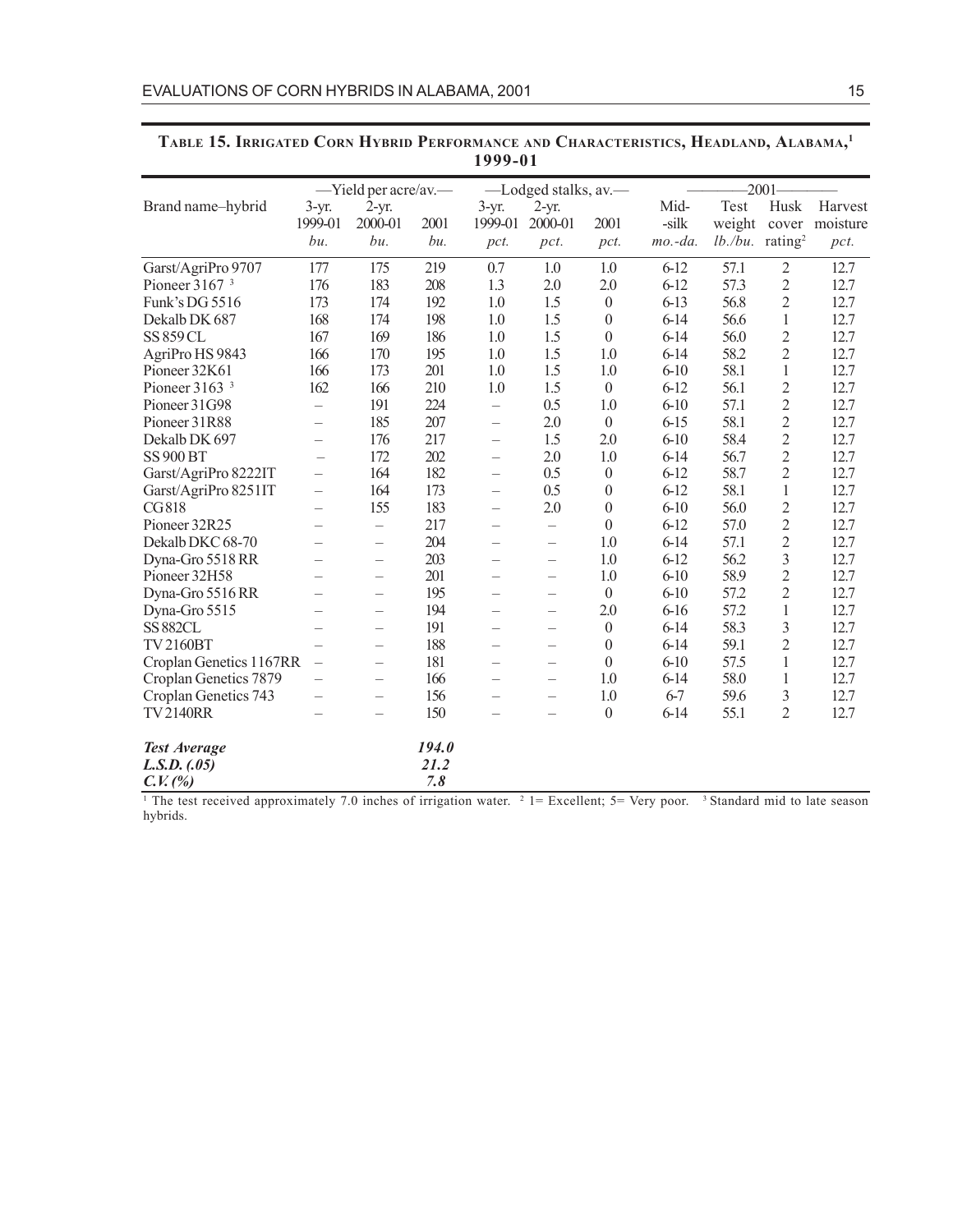**TABLE 15. IRRIGATED CORN HYBRID PERFORMANCE AND CHARACTERISTICS, HEADLAND, ALABAMA,[1] 1999-01**

| Brand name–hybrid | —Yield per acre/av.— | | | —Lodged stalks, av.— | | | ——2001—— | | | |
|---|---|---|---|---|---|---|---|---|---|---|
| | 3-yr. 1999-01 | 2-yr. 2000-01 | 2001 | 3-yr. 1999-01 | 2-yr. 2000-01 | 2001 | Mid-silk | Test weight | Husk cover rating[2] | Harvest moisture |
| | *bu.* | *bu.* | *bu.* | *pct.* | *pct.* | *pct.* | *mo.-da.* | *lb./bu.* | | *pct.* |
| Garst/AgriPro 9707 | 177 | 175 | 219 | 0.7 | 1.0 | 1.0 | 6-12 | 57.1 | 2 | 12.7 |
| Pioneer 3167 [3] | 176 | 183 | 208 | 1.3 | 2.0 | 2.0 | 6-12 | 57.3 | 2 | 12.7 |
| Funk's DG 5516 | 173 | 174 | 192 | 1.0 | 1.5 | 0 | 6-13 | 56.8 | 2 | 12.7 |
| Dekalb DK 687 | 168 | 174 | 198 | 1.0 | 1.5 | 0 | 6-14 | 56.6 | 1 | 12.7 |
| SS 859 CL | 167 | 169 | 186 | 1.0 | 1.5 | 0 | 6-14 | 56.0 | 2 | 12.7 |
| AgriPro HS 9843 | 166 | 170 | 195 | 1.0 | 1.5 | 1.0 | 6-14 | 58.2 | 2 | 12.7 |
| Pioneer 32K61 | 166 | 173 | 201 | 1.0 | 1.5 | 1.0 | 6-10 | 58.1 | 1 | 12.7 |
| Pioneer 3163 [3] | 162 | 166 | 210 | 1.0 | 1.5 | 0 | 6-12 | 56.1 | 2 | 12.7 |
| Pioneer 31G98 | – | 191 | 224 | – | 0.5 | 1.0 | 6-10 | 57.1 | 2 | 12.7 |
| Pioneer 31R88 | – | 185 | 207 | – | 2.0 | 0 | 6-15 | 58.1 | 2 | 12.7 |
| Dekalb DK 697 | – | 176 | 217 | – | 1.5 | 2.0 | 6-10 | 58.4 | 2 | 12.7 |
| SS 900 BT | – | 172 | 202 | – | 2.0 | 1.0 | 6-14 | 56.7 | 2 | 12.7 |
| Garst/AgriPro 8222IT | – | 164 | 182 | – | 0.5 | 0 | 6-12 | 58.7 | 2 | 12.7 |
| Garst/AgriPro 8251IT | – | 164 | 173 | – | 0.5 | 0 | 6-12 | 58.1 | 1 | 12.7 |
| CG 818 | – | 155 | 183 | – | 2.0 | 0 | 6-10 | 56.0 | 2 | 12.7 |
| Pioneer 32R25 | – | – | 217 | – | – | 0 | 6-12 | 57.0 | 2 | 12.7 |
| Dekalb DKC 68-70 | – | – | 204 | – | – | 1.0 | 6-14 | 57.1 | 2 | 12.7 |
| Dyna-Gro 5518 RR | – | – | 203 | – | – | 1.0 | 6-12 | 56.2 | 3 | 12.7 |
| Pioneer 32H58 | – | – | 201 | – | – | 1.0 | 6-10 | 58.9 | 2 | 12.7 |
| Dyna-Gro 5516 RR | – | – | 195 | – | – | 0 | 6-10 | 57.2 | 2 | 12.7 |
| Dyna-Gro 5515 | – | – | 194 | – | – | 2.0 | 6-16 | 57.2 | 1 | 12.7 |
| SS 882CL | – | – | 191 | – | – | 0 | 6-14 | 58.3 | 3 | 12.7 |
| TV 2160BT | – | – | 188 | – | – | 0 | 6-14 | 59.1 | 2 | 12.7 |
| Croplan Genetics 1167RR | – | – | 181 | – | – | 0 | 6-10 | 57.5 | 1 | 12.7 |
| Croplan Genetics 7879 | – | – | 166 | – | – | 1.0 | 6-14 | 58.0 | 1 | 12.7 |
| Croplan Genetics 743 | – | – | 156 | – | – | 1.0 | 6-7 | 59.6 | 3 | 12.7 |
| TV 2140RR | – | – | 150 | – | – | 0 | 6-14 | 55.1 | 2 | 12.7 |
| ***Test Average*** | | | ***194.0*** | | | | | | | |
| ***L.S.D. (.05)*** | | | ***21.2*** | | | | | | | |
| ***C.V. (%)*** | | | ***7.8*** | | | | | | | |

[1] The test received approximately 7.0 inches of irrigation water. [2] 1= Excellent; 5= Very poor. [3] Standard mid to late season hybrids.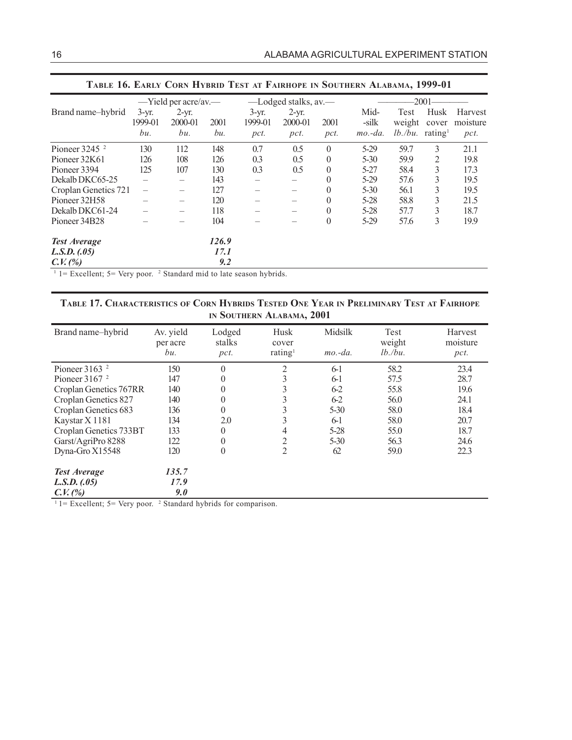**Table 16. Early Corn Hybrid Test at Fairhope in Southern Alabama, 1999-01**

| Brand name–hybrid | —Yield per acre/av.— | | | —Lodged stalks, av.— | | | —2001— | | | |
|---|---|---|---|---|---|---|---|---|---|---|
| | 3-yr. 1999-01 | 2-yr. 2000-01 | 2001 | 3-yr. 1999-01 | 2-yr. 2000-01 | 2001 | Mid-silk | Test weight | Husk cover | Harvest moisture |
| | *bu.* | *bu.* | *bu.* | *pct.* | *pct.* | *pct.* | *mo.-da.* | *lb./bu.* | *rating*[1] | *pct.* |
| Pioneer 3245 [2] | 130 | 112 | 148 | 0.7 | 0.5 | 0 | 5-29 | 59.7 | 3 | 21.1 |
| Pioneer 32K61 | 126 | 108 | 126 | 0.3 | 0.5 | 0 | 5-30 | 59.9 | 2 | 19.8 |
| Pioneer 3394 | 125 | 107 | 130 | 0.3 | 0.5 | 0 | 5-27 | 58.4 | 3 | 17.3 |
| Dekalb DKC65-25 | – | – | 143 | – | – | 0 | 5-29 | 57.6 | 3 | 19.5 |
| Croplan Genetics 721 | – | – | 127 | – | – | 0 | 5-30 | 56.1 | 3 | 19.5 |
| Pioneer 32H58 | – | – | 120 | – | – | 0 | 5-28 | 58.8 | 3 | 21.5 |
| Dekalb DKC61-24 | – | – | 118 | – | – | 0 | 5-28 | 57.7 | 3 | 18.7 |
| Pioneer 34B28 | – | – | 104 | – | – | 0 | 5-29 | 57.6 | 3 | 19.9 |
| ***Test Average*** | | | ***126.9*** | | | | | | | |
| ***L.S.D. (.05)*** | | | ***17.1*** | | | | | | | |
| ***C.V. (%)*** | | | ***9.2*** | | | | | | | |

[1] 1= Excellent; 5= Very poor. [2] Standard mid to late season hybrids.

**Table 17. Characteristics of Corn Hybrids Tested One Year in Preliminary Test at Fairhope in Southern Alabama, 2001**

| Brand name–hybrid | Av. yield per acre | Lodged stalks | Husk cover | Midsilk | Test weight | Harvest moisture |
|---|---|---|---|---|---|---|
| | *bu.* | *pct.* | *rating*[1] | *mo.-da.* | *lb./bu.* | *pct.* |
| Pioneer 3163 [2] | 150 | 0 | 2 | 6-1 | 58.2 | 23.4 |
| Pioneer 3167 [2] | 147 | 0 | 3 | 6-1 | 57.5 | 28.7 |
| Croplan Genetics 767RR | 140 | 0 | 3 | 6-2 | 55.8 | 19.6 |
| Croplan Genetics 827 | 140 | 0 | 3 | 6-2 | 56.0 | 24.1 |
| Croplan Genetics 683 | 136 | 0 | 3 | 5-30 | 58.0 | 18.4 |
| Kaystar X 1181 | 134 | 2.0 | 3 | 6-1 | 58.0 | 20.7 |
| Croplan Genetics 733BT | 133 | 0 | 4 | 5-28 | 55.0 | 18.7 |
| Garst/AgriPro 8288 | 122 | 0 | 2 | 5-30 | 56.3 | 24.6 |
| Dyna-Gro X15548 | 120 | 0 | 2 | 62 | 59.0 | 22.3 |
| ***Test Average*** | ***135.7*** | | | | | |
| ***L.S.D. (.05)*** | ***17.9*** | | | | | |
| ***C.V. (%)*** | ***9.0*** | | | | | |

[1] 1= Excellent; 5= Very poor. [2] Standard hybrids for comparison.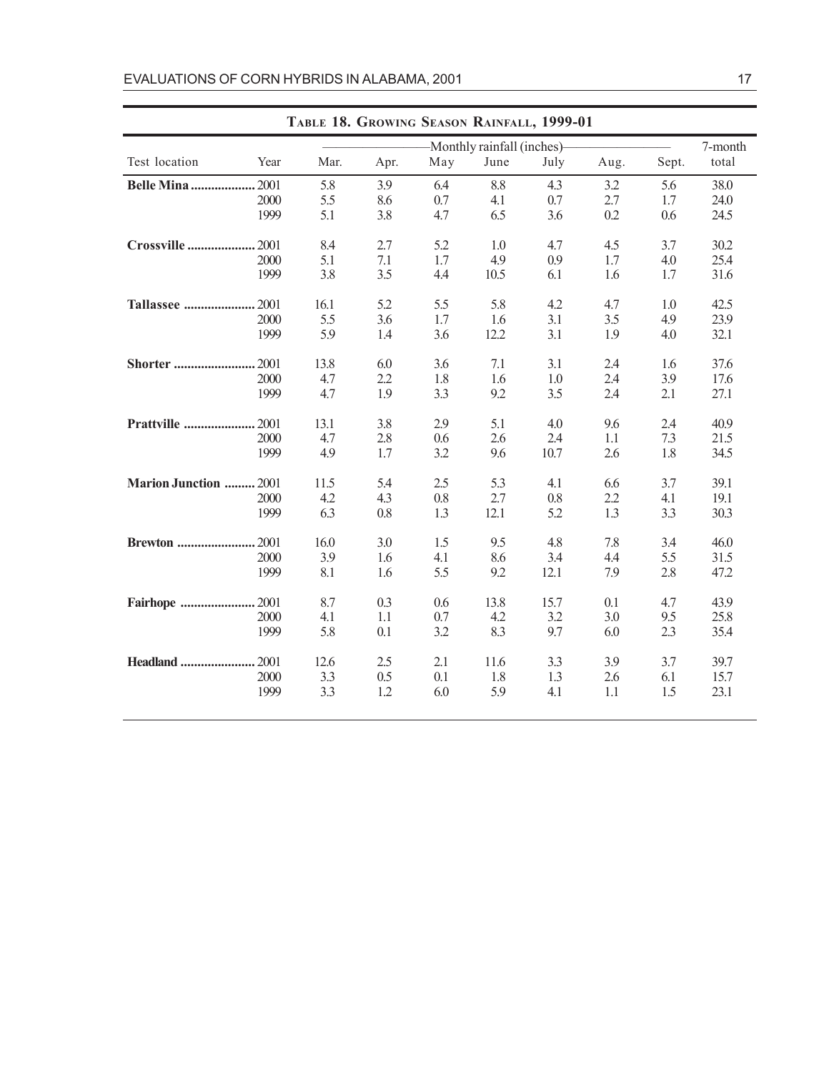## Table 18. Growing Season Rainfall, 1999-01

| Test location | Year | Monthly rainfall (inches) | | | | | | | 7-month |
|---|---|---|---|---|---|---|---|---|---|
| | | Mar. | Apr. | May | June | July | Aug. | Sept. | total |
| **Belle Mina** | 2001 | 5.8 | 3.9 | 6.4 | 8.8 | 4.3 | 3.2 | 5.6 | 38.0 |
| | 2000 | 5.5 | 8.6 | 0.7 | 4.1 | 0.7 | 2.7 | 1.7 | 24.0 |
| | 1999 | 5.1 | 3.8 | 4.7 | 6.5 | 3.6 | 0.2 | 0.6 | 24.5 |
| **Crossville** | 2001 | 8.4 | 2.7 | 5.2 | 1.0 | 4.7 | 4.5 | 3.7 | 30.2 |
| | 2000 | 5.1 | 7.1 | 1.7 | 4.9 | 0.9 | 1.7 | 4.0 | 25.4 |
| | 1999 | 3.8 | 3.5 | 4.4 | 10.5 | 6.1 | 1.6 | 1.7 | 31.6 |
| **Tallassee** | 2001 | 16.1 | 5.2 | 5.5 | 5.8 | 4.2 | 4.7 | 1.0 | 42.5 |
| | 2000 | 5.5 | 3.6 | 1.7 | 1.6 | 3.1 | 3.5 | 4.9 | 23.9 |
| | 1999 | 5.9 | 1.4 | 3.6 | 12.2 | 3.1 | 1.9 | 4.0 | 32.1 |
| **Shorter** | 2001 | 13.8 | 6.0 | 3.6 | 7.1 | 3.1 | 2.4 | 1.6 | 37.6 |
| | 2000 | 4.7 | 2.2 | 1.8 | 1.6 | 1.0 | 2.4 | 3.9 | 17.6 |
| | 1999 | 4.7 | 1.9 | 3.3 | 9.2 | 3.5 | 2.4 | 2.1 | 27.1 |
| **Prattville** | 2001 | 13.1 | 3.8 | 2.9 | 5.1 | 4.0 | 9.6 | 2.4 | 40.9 |
| | 2000 | 4.7 | 2.8 | 0.6 | 2.6 | 2.4 | 1.1 | 7.3 | 21.5 |
| | 1999 | 4.9 | 1.7 | 3.2 | 9.6 | 10.7 | 2.6 | 1.8 | 34.5 |
| **Marion Junction** | 2001 | 11.5 | 5.4 | 2.5 | 5.3 | 4.1 | 6.6 | 3.7 | 39.1 |
| | 2000 | 4.2 | 4.3 | 0.8 | 2.7 | 0.8 | 2.2 | 4.1 | 19.1 |
| | 1999 | 6.3 | 0.8 | 1.3 | 12.1 | 5.2 | 1.3 | 3.3 | 30.3 |
| **Brewton** | 2001 | 16.0 | 3.0 | 1.5 | 9.5 | 4.8 | 7.8 | 3.4 | 46.0 |
| | 2000 | 3.9 | 1.6 | 4.1 | 8.6 | 3.4 | 4.4 | 5.5 | 31.5 |
| | 1999 | 8.1 | 1.6 | 5.5 | 9.2 | 12.1 | 7.9 | 2.8 | 47.2 |
| **Fairhope** | 2001 | 8.7 | 0.3 | 0.6 | 13.8 | 15.7 | 0.1 | 4.7 | 43.9 |
| | 2000 | 4.1 | 1.1 | 0.7 | 4.2 | 3.2 | 3.0 | 9.5 | 25.8 |
| | 1999 | 5.8 | 0.1 | 3.2 | 8.3 | 9.7 | 6.0 | 2.3 | 35.4 |
| **Headland** | 2001 | 12.6 | 2.5 | 2.1 | 11.6 | 3.3 | 3.9 | 3.7 | 39.7 |
| | 2000 | 3.3 | 0.5 | 0.1 | 1.8 | 1.3 | 2.6 | 6.1 | 15.7 |
| | 1999 | 3.3 | 1.2 | 6.0 | 5.9 | 4.1 | 1.1 | 1.5 | 23.1 |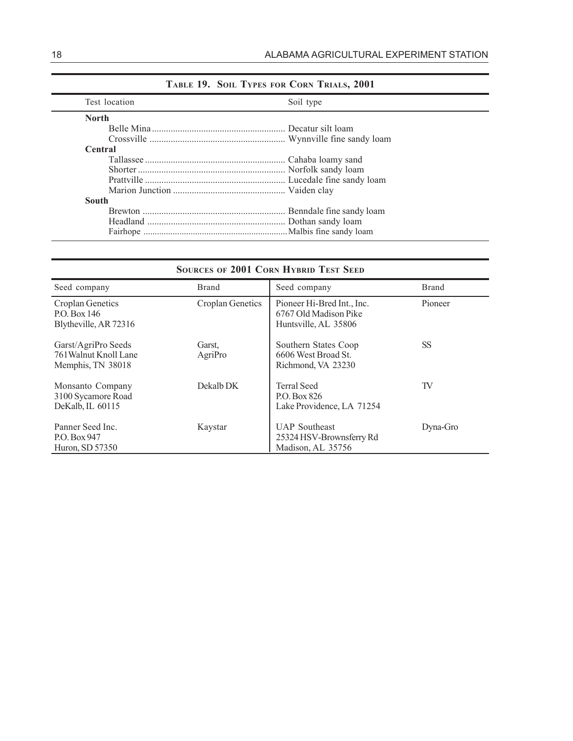## Table 19. Soil Types for Corn Trials, 2001

| Test location | Soil type |
|---|---|
| **North** | |
| Belle Mina | Decatur silt loam |
| Crossville | Wynnville fine sandy loam |
| **Central** | |
| Tallassee | Cahaba loamy sand |
| Shorter | Norfolk sandy loam |
| Prattville | Lucedale fine sandy loam |
| Marion Junction | Vaiden clay |
| **South** | |
| Brewton | Benndale fine sandy loam |
| Headland | Dothan sandy loam |
| Fairhope | Malbis fine sandy loam |

## Sources of 2001 Corn Hybrid Test Seed

| Seed company | Brand | Seed company | Brand |
|---|---|---|---|
| Croplan Genetics<br>P.O. Box 146<br>Blytheville, AR 72316 | Croplan Genetics | Pioneer Hi-Bred Int., Inc.<br>6767 Old Madison Pike<br>Huntsville, AL 35806 | Pioneer |
| Garst/AgriPro Seeds<br>761 Walnut Knoll Lane<br>Memphis, TN 38018 | Garst,<br>AgriPro | Southern States Coop<br>6606 West Broad St.<br>Richmond, VA 23230 | SS |
| Monsanto Company<br>3100 Sycamore Road<br>DeKalb, IL 60115 | Dekalb DK | Terral Seed<br>P.O. Box 826<br>Lake Providence, LA 71254 | TV |
| Panner Seed Inc.<br>P.O. Box 947<br>Huron, SD 57350 | Kaystar | UAP Southeast<br>25324 HSV-Brownsferry Rd<br>Madison, AL 35756 | Dyna-Gro |